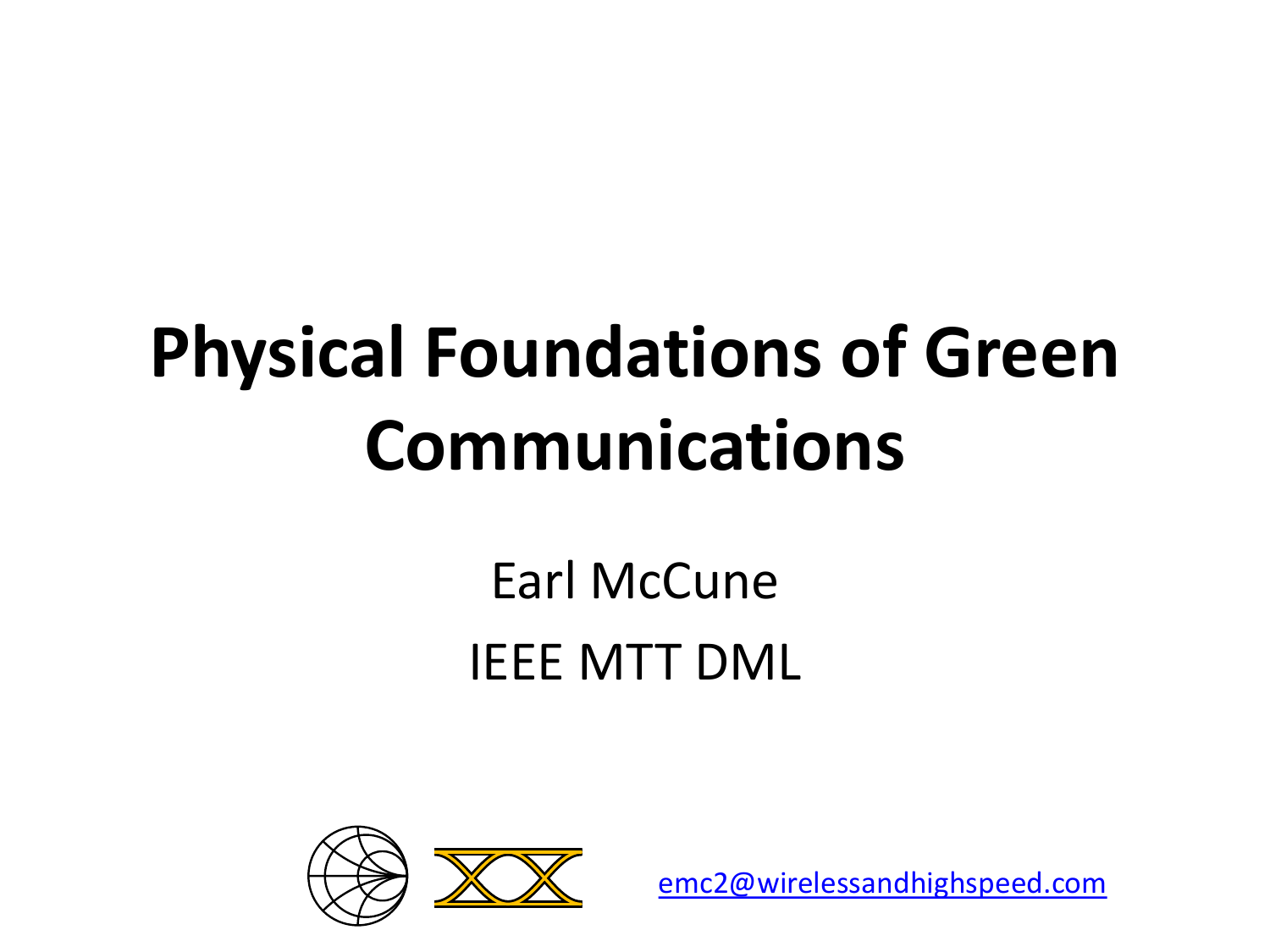# Physical Foundations of Green Communications

Earl McCune

IEEE MTT DML

emc2@wirelessandhighspeed.com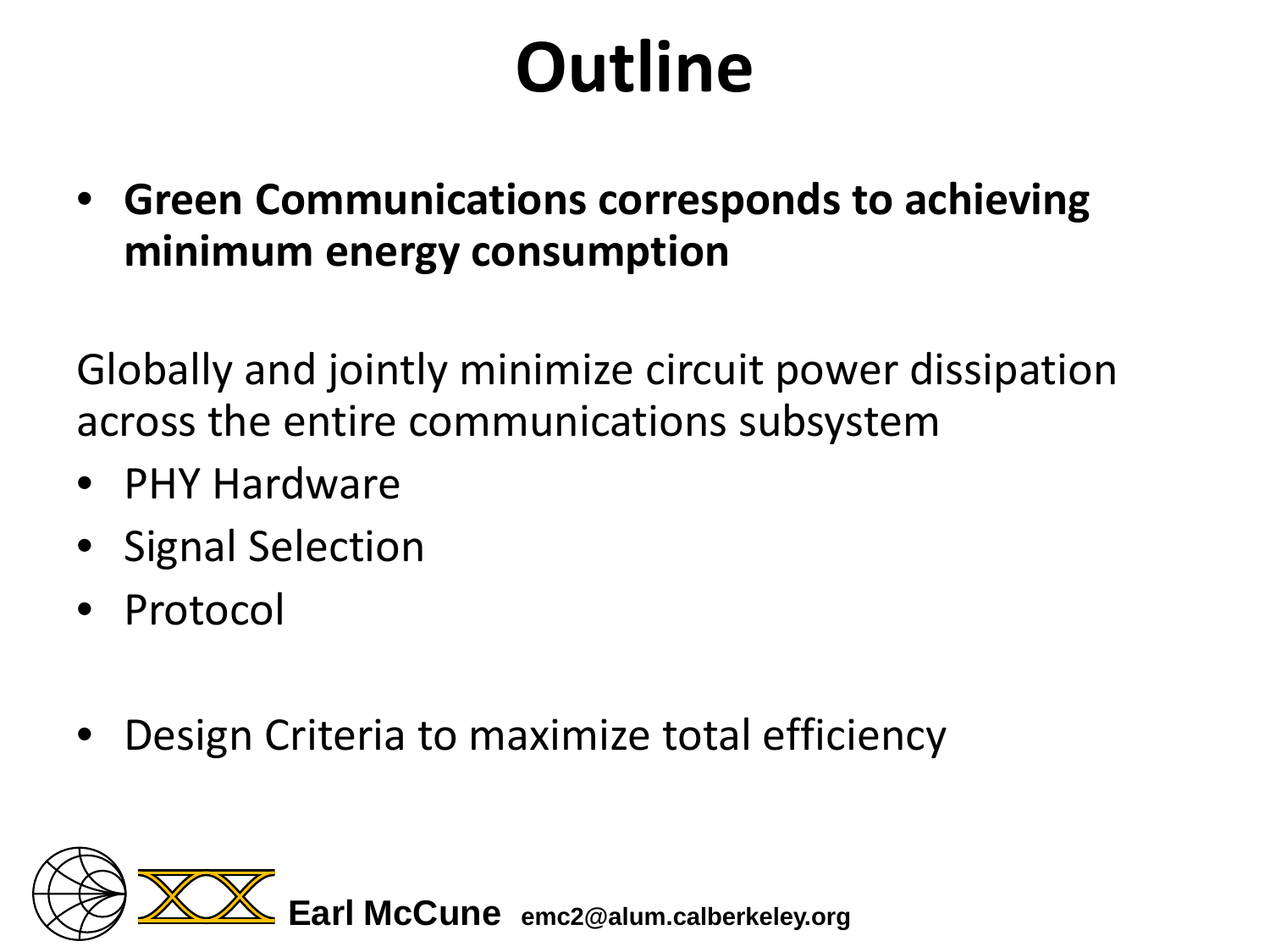# Outline

- **Green Communications corresponds to achieving minimum energy consumption**

Globally and jointly minimize circuit power dissipation across the entire communications subsystem

- PHY Hardware
- Signal Selection
- Protocol

- Design Criteria to maximize total efficiency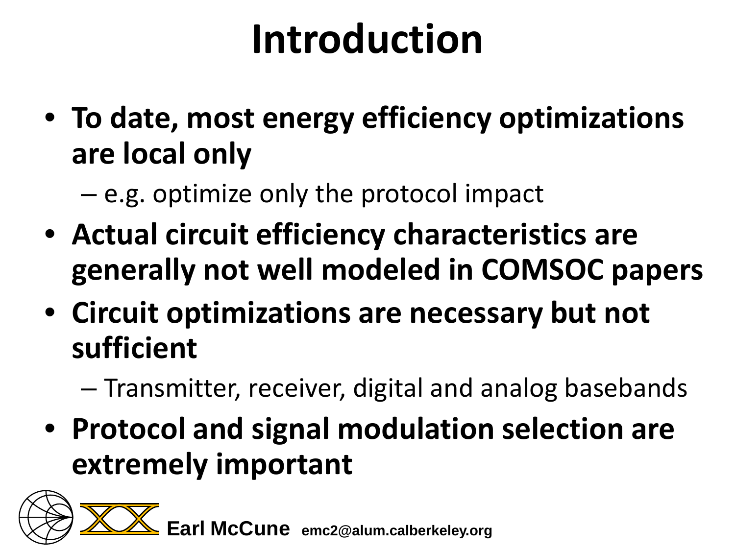# Introduction

- **To date, most energy efficiency optimizations are local only**
  - e.g. optimize only the protocol impact
- **Actual circuit efficiency characteristics are generally not well modeled in COMSOC papers**
- **Circuit optimizations are necessary but not sufficient**
  - Transmitter, receiver, digital and analog basebands
- **Protocol and signal modulation selection are extremely important**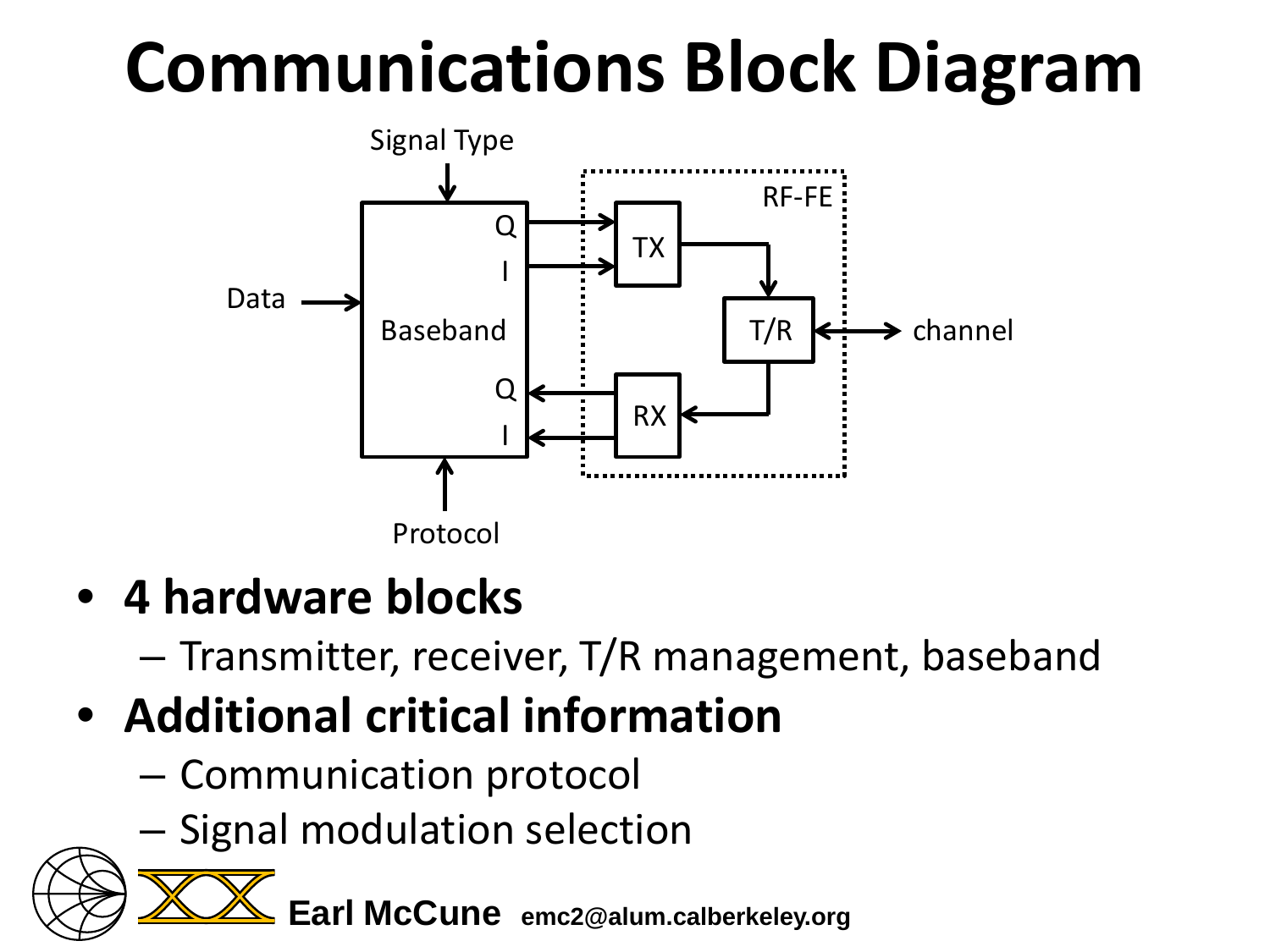# Communications Block Diagram

Signal Type

Data

Baseband

Q

I

Q

I

Protocol

RF-FE

TX

T/R

RX

channel

- **4 hardware blocks**
  - Transmitter, receiver, T/R management, baseband
- **Additional critical information**
  - Communication protocol
  - Signal modulation selection

**Earl McCune** **emc2@alum.calberkeley.org**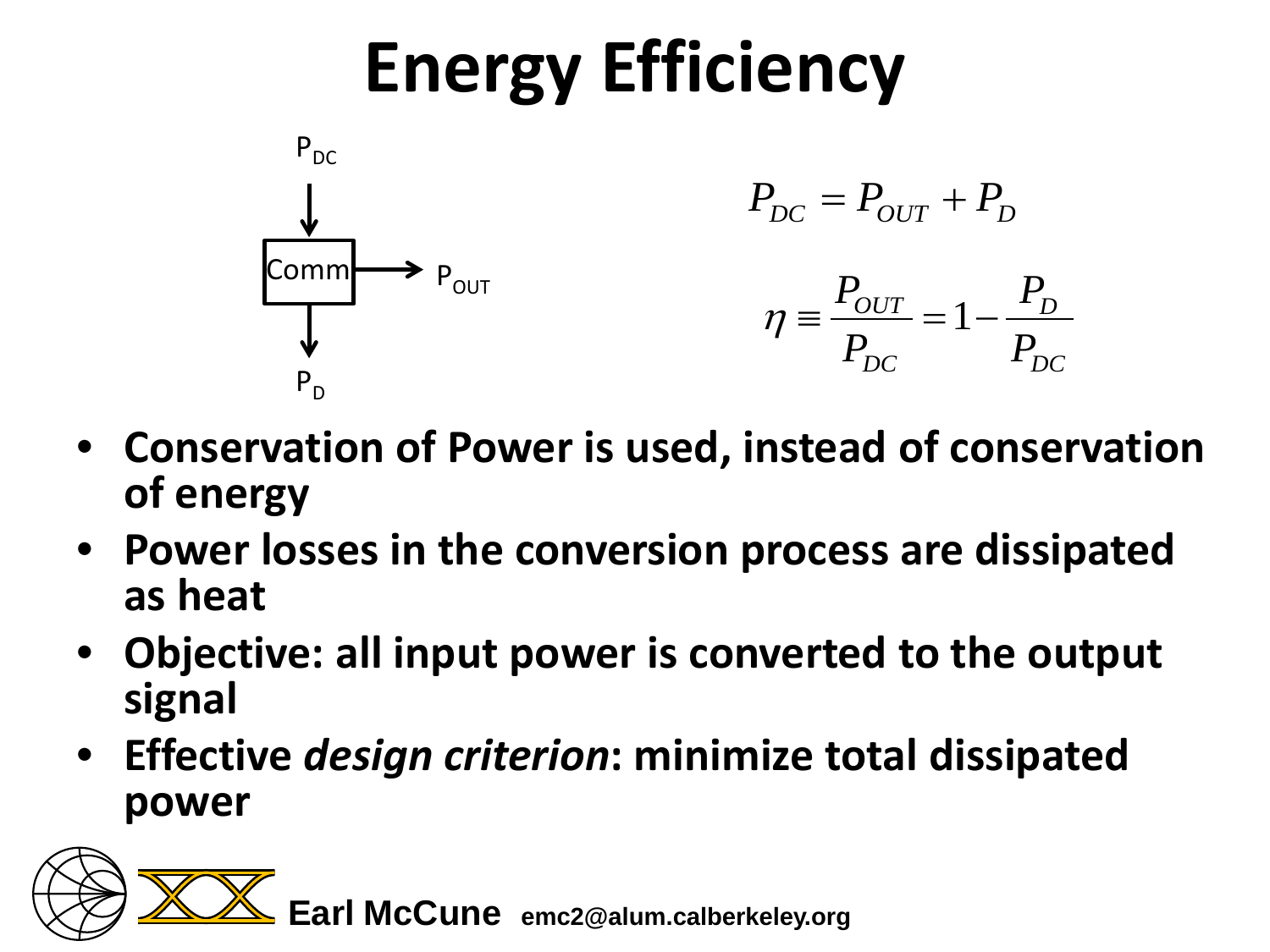# Energy Efficiency

$P_{DC}$

Comm → $P_{OUT}$

$P_D$

$$P_{DC} = P_{OUT} + P_D$$

$$\eta \equiv \frac{P_{OUT}}{P_{DC}} = 1 - \frac{P_D}{P_{DC}}$$

- **Conservation of Power is used, instead of conservation of energy**
- **Power losses in the conversion process are dissipated as heat**
- **Objective: all input power is converted to the output signal**
- **Effective *design criterion*: minimize total dissipated power**

**Earl McCune** **emc2@alum.calberkeley.org**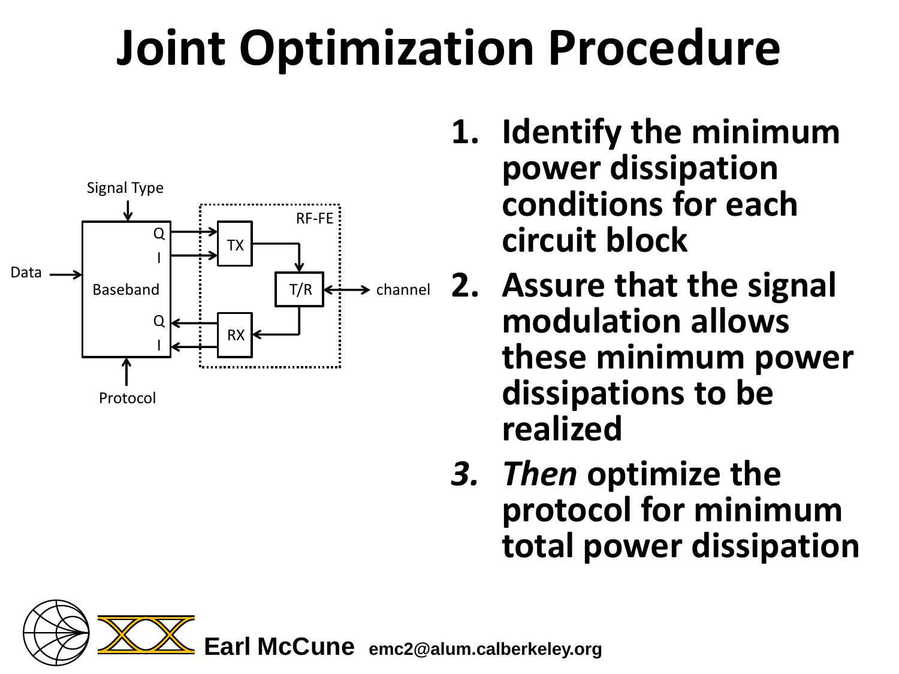# Joint Optimization Procedure

1. **Identify the minimum power dissipation conditions for each circuit block**
2. **Assure that the signal modulation allows these minimum power dissipations to be realized**
3. ***Then* optimize the protocol for minimum total power dissipation**

Earl McCune emc2@alum.calberkeley.org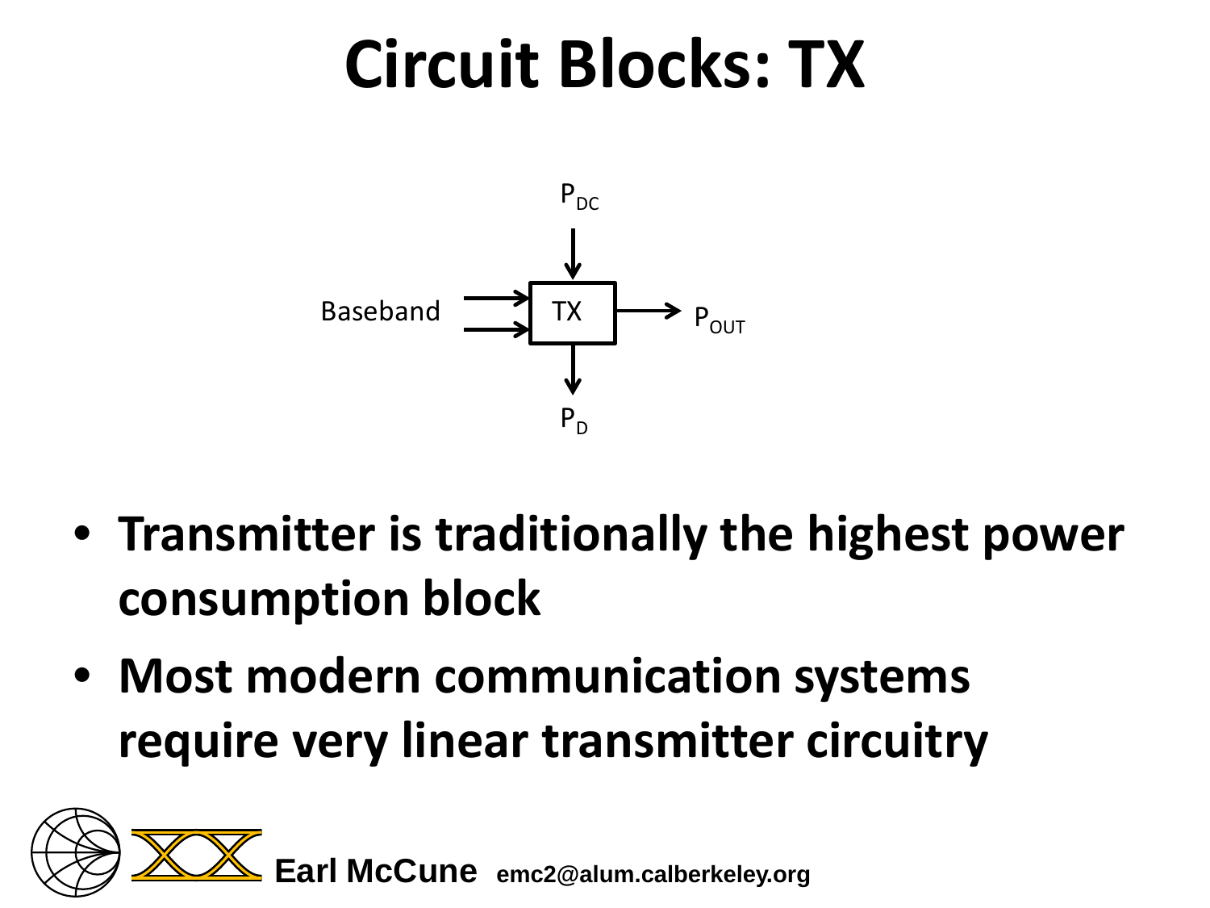# Circuit Blocks: TX

$P_{DC}$

Baseband → TX → $P_{OUT}$

$P_D$

- **Transmitter is traditionally the highest power consumption block**
- **Most modern communication systems require very linear transmitter circuitry**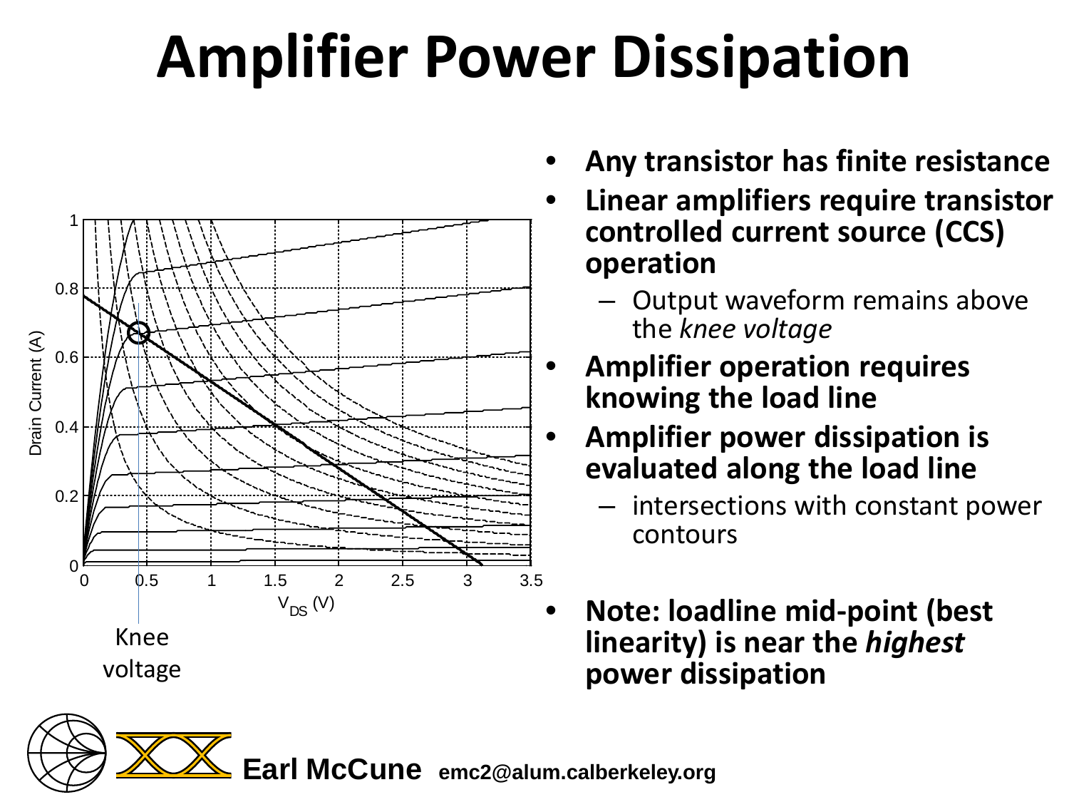# Amplifier Power Dissipation

- **Any transistor has finite resistance**
- **Linear amplifiers require transistor controlled current source (CCS) operation**
  - Output waveform remains above the *knee voltage*
- **Amplifier operation requires knowing the load line**
- **Amplifier power dissipation is evaluated along the load line**
  - intersections with constant power contours
- **Note: loadline mid-point (best linearity) is near the *highest* power dissipation**

Knee voltage

Earl McCune emc2@alum.calberkeley.org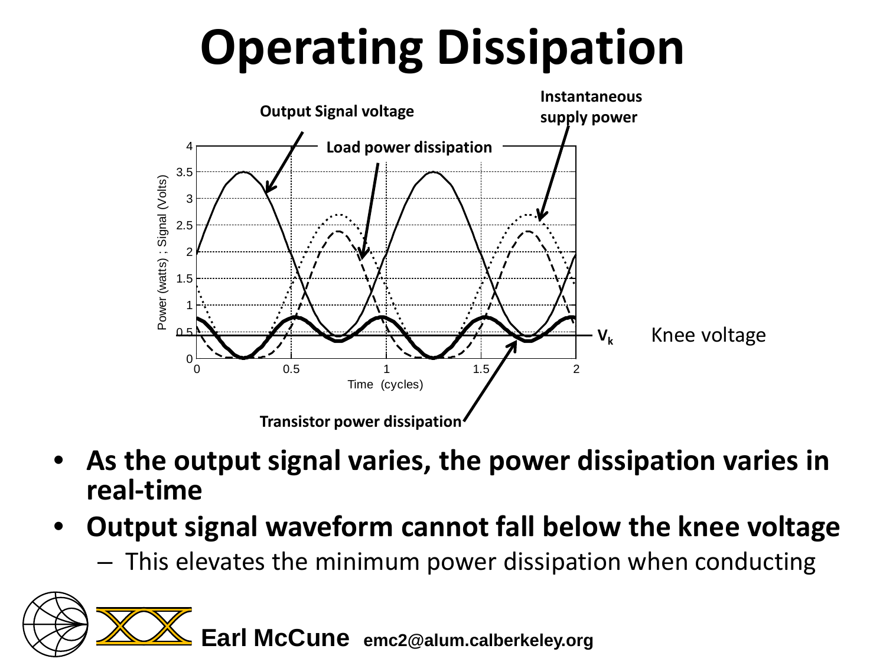# Operating Dissipation

- **As the output signal varies, the power dissipation varies in real-time**
- **Output signal waveform cannot fall below the knee voltage**
  - This elevates the minimum power dissipation when conducting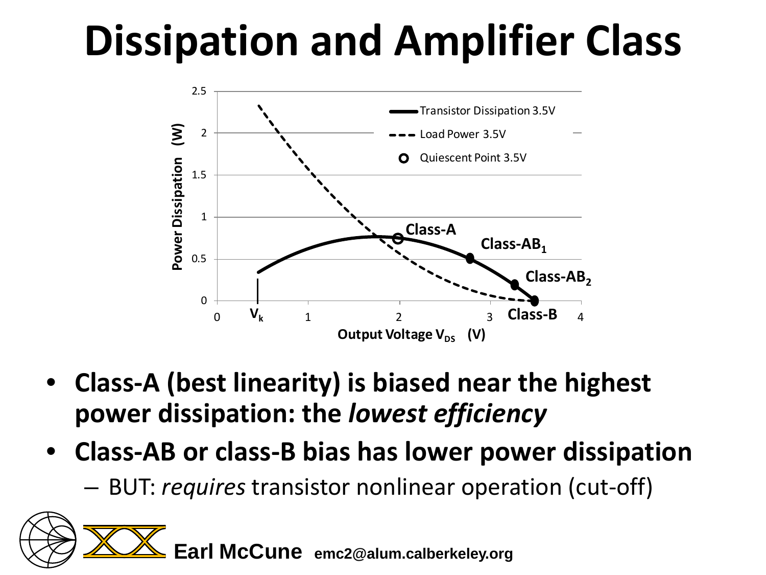# Dissipation and Amplifier Class

- **Class-A (best linearity) is biased near the highest power dissipation: the *lowest efficiency***
- **Class-AB or class-B bias has lower power dissipation**
  - BUT: *requires* transistor nonlinear operation (cut-off)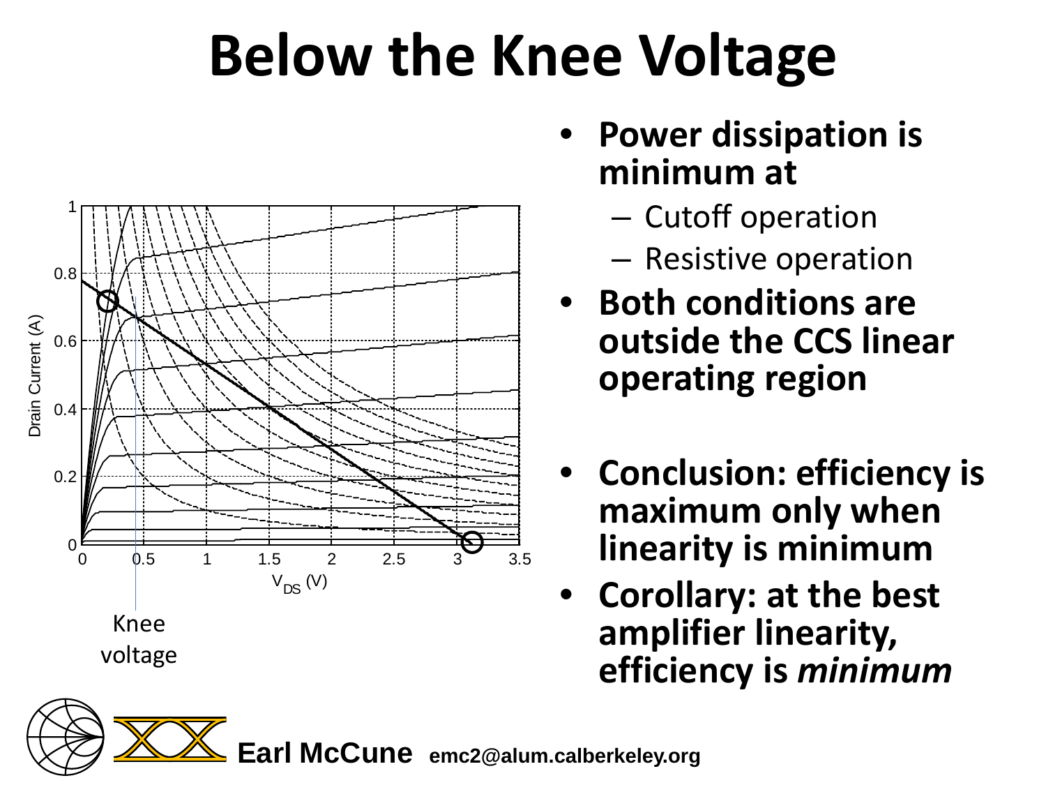# Below the Knee Voltage

- **Power dissipation is minimum at**
  - Cutoff operation
  - Resistive operation
- **Both conditions are outside the CCS linear operating region**

- **Conclusion: efficiency is maximum only when linearity is minimum**
- **Corollary: at the best amplifier linearity, efficiency is *minimum***

Knee voltage

**Earl McCune** emc2@alum.calberkeley.org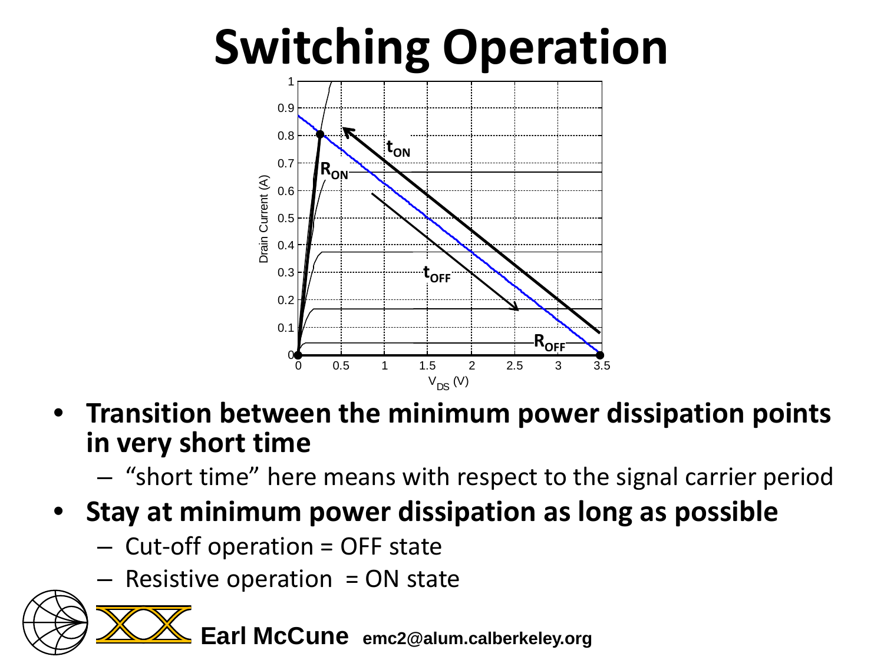# Switching Operation

- **Transition between the minimum power dissipation points in very short time**
  - "short time" here means with respect to the signal carrier period
- **Stay at minimum power dissipation as long as possible**
  - Cut-off operation = OFF state
  - Resistive operation = ON state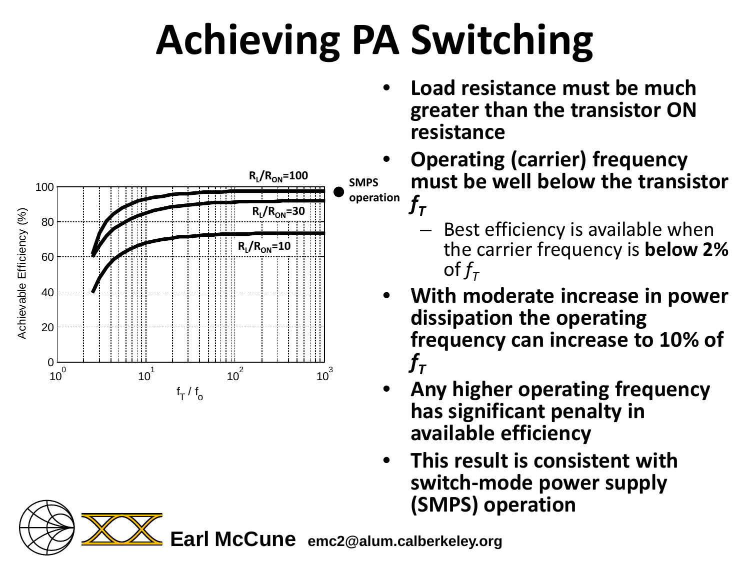# Achieving PA Switching

- **Load resistance must be much greater than the transistor ON resistance**
- **Operating (carrier) frequency must be well below the transistor $f_T$**
  - Best efficiency is available when the carrier frequency is **below 2%** of $f_T$
- **With moderate increase in power dissipation the operating frequency can increase to 10% of $f_T$**
- **Any higher operating frequency has significant penalty in available efficiency**
- **This result is consistent with switch-mode power supply (SMPS) operation**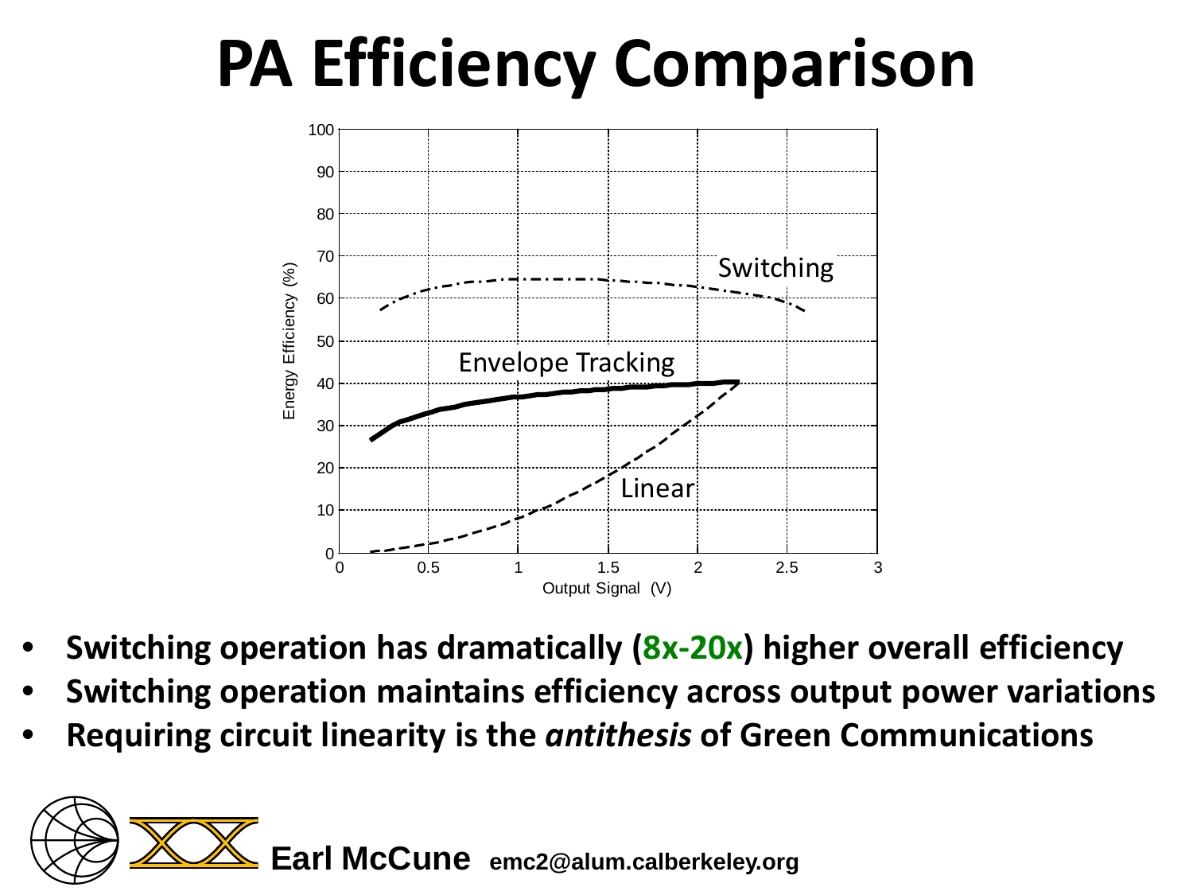# PA Efficiency Comparison

- **Switching operation has dramatically (8x-20x) higher overall efficiency**
- **Switching operation maintains efficiency across output power variations**
- **Requiring circuit linearity is the *antithesis* of Green Communications**

**Earl McCune** **emc2@alum.calberkeley.org**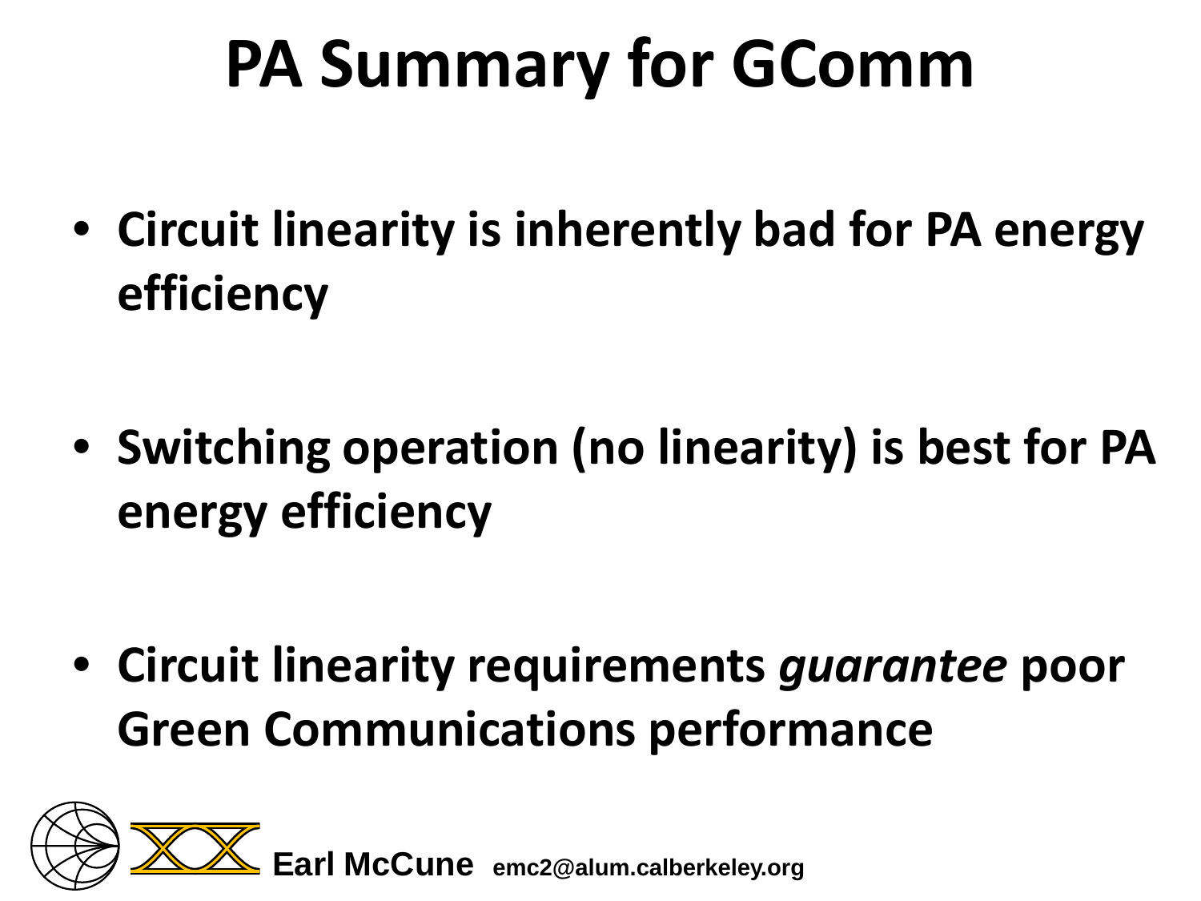# PA Summary for GComm

- **Circuit linearity is inherently bad for PA energy efficiency**
- **Switching operation (no linearity) is best for PA energy efficiency**
- **Circuit linearity requirements *guarantee* poor Green Communications performance**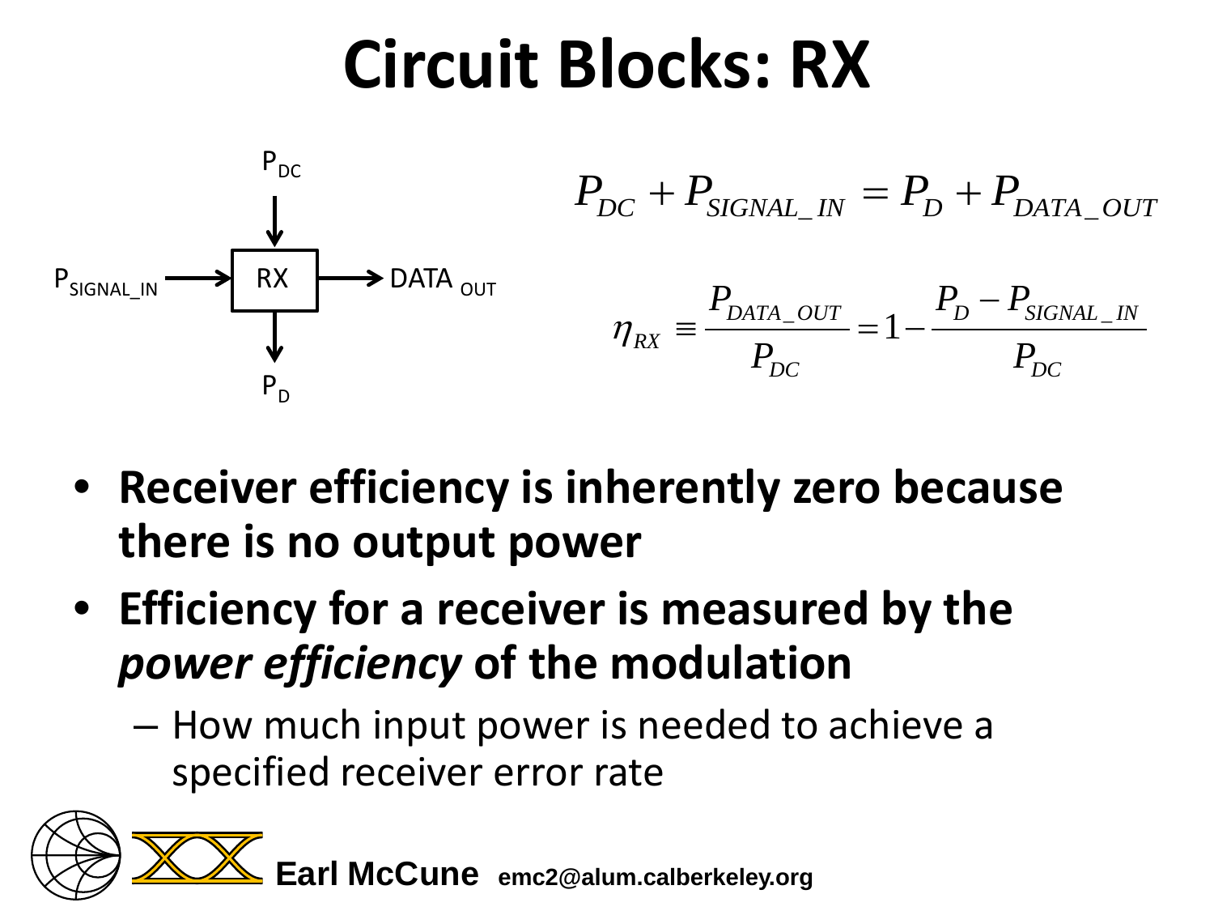# Circuit Blocks: RX

$P_{DC}$ → RX; $P_{SIGNAL\_IN}$ → RX → DATA $_{OUT}$; RX → $P_D$

$$P_{DC} + P_{SIGNAL\_IN} = P_D + P_{DATA\_OUT}$$

$$\eta_{RX} \equiv \frac{P_{DATA\_OUT}}{P_{DC}} = 1 - \frac{P_D - P_{SIGNAL\_IN}}{P_{DC}}$$

- **Receiver efficiency is inherently zero because there is no output power**
- **Efficiency for a receiver is measured by the *power efficiency* of the modulation**
  - How much input power is needed to achieve a specified receiver error rate

**Earl McCune** **emc2@alum.calberkeley.org**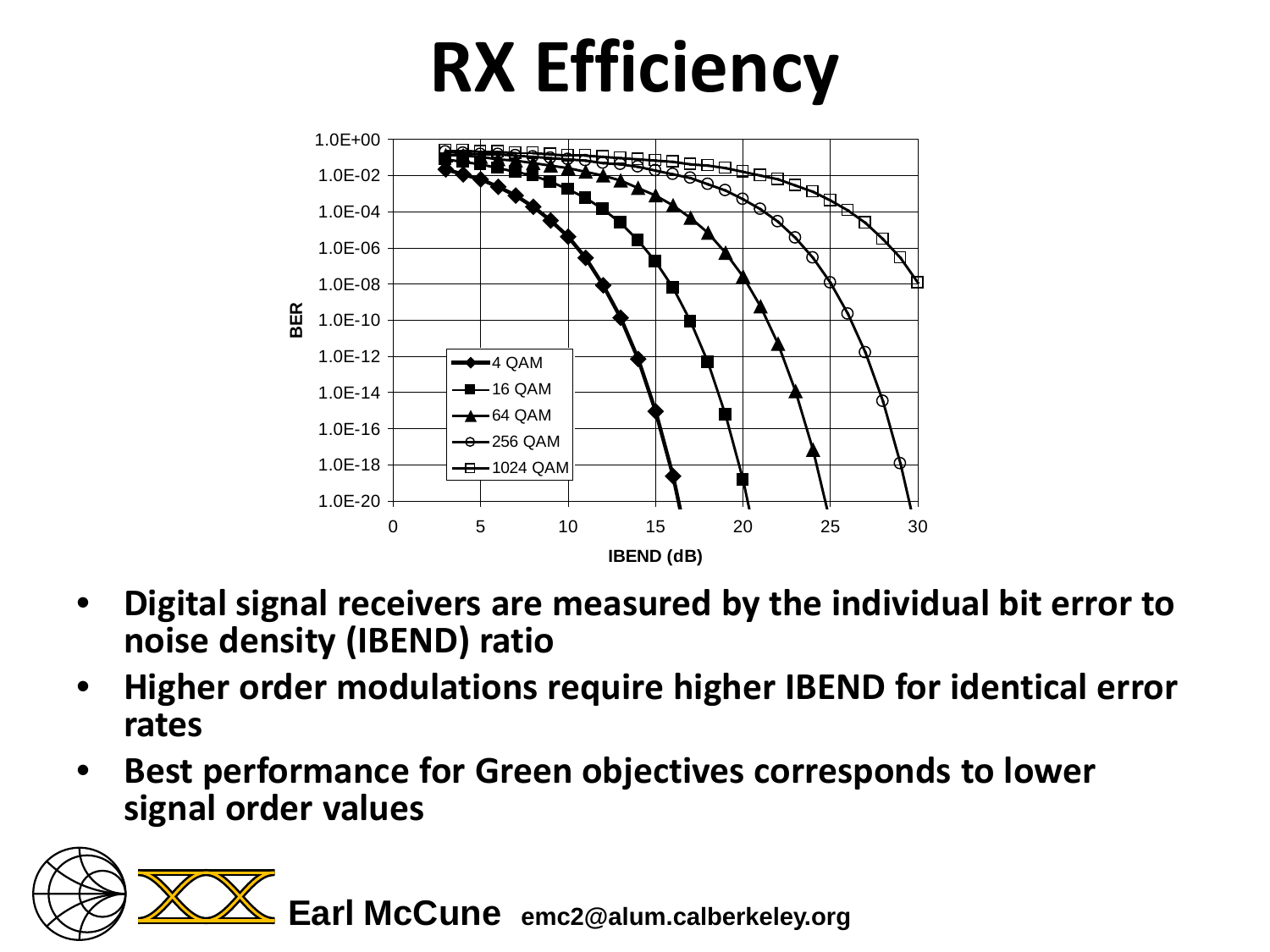# RX Efficiency

- **Digital signal receivers are measured by the individual bit error to noise density (IBEND) ratio**
- **Higher order modulations require higher IBEND for identical error rates**
- **Best performance for Green objectives corresponds to lower signal order values**

**Earl McCune** **emc2@alum.calberkeley.org**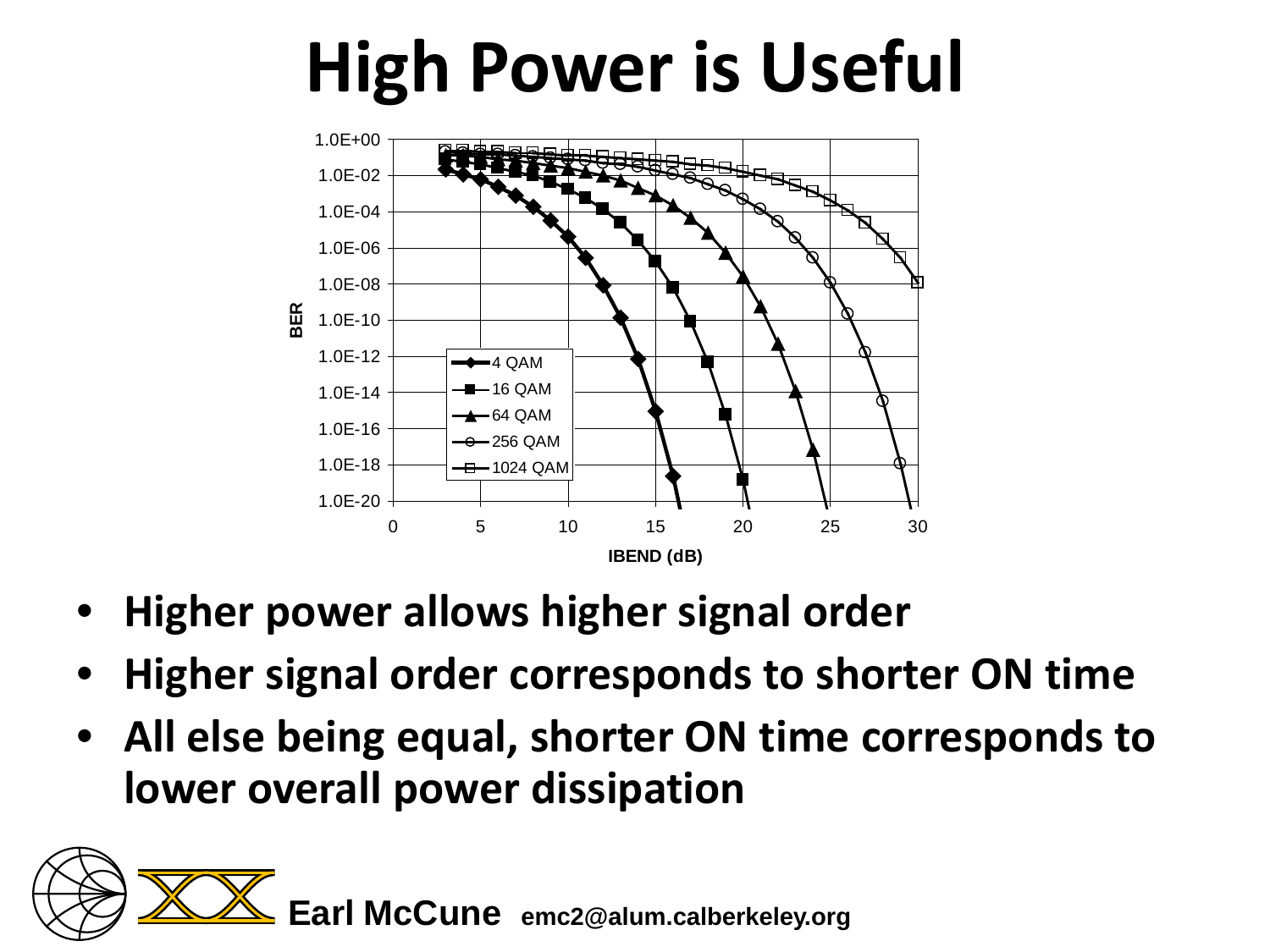# High Power is Useful

- **Higher power allows higher signal order**
- **Higher signal order corresponds to shorter ON time**
- **All else being equal, shorter ON time corresponds to lower overall power dissipation**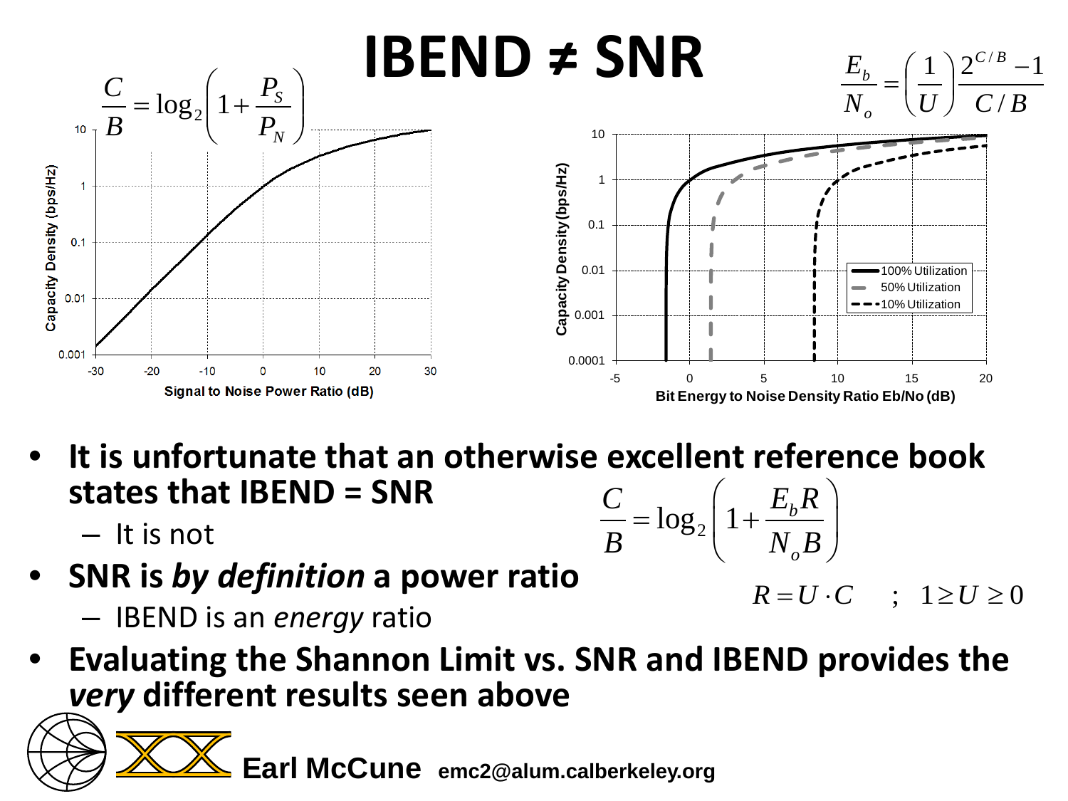# IBEND ≠ SNR

$$\frac{C}{B} = \log_2\left(1 + \frac{P_S}{P_N}\right)$$

$$\frac{E_b}{N_o} = \left(\frac{1}{U}\right)\frac{2^{C/B} - 1}{C/B}$$

- **It is unfortunate that an otherwise excellent reference book states that IBEND = SNR**
  - It is not
- **SNR is *by definition* a power ratio**
  - IBEND is an *energy* ratio
- **Evaluating the Shannon Limit vs. SNR and IBEND provides the *very* different results seen above**

$$\frac{C}{B} = \log_2\left(1 + \frac{E_b R}{N_o B}\right)$$

$$R = U \cdot C \quad ; \quad 1 \geq U \geq 0$$

**Earl McCune** emc2@alum.calberkeley.org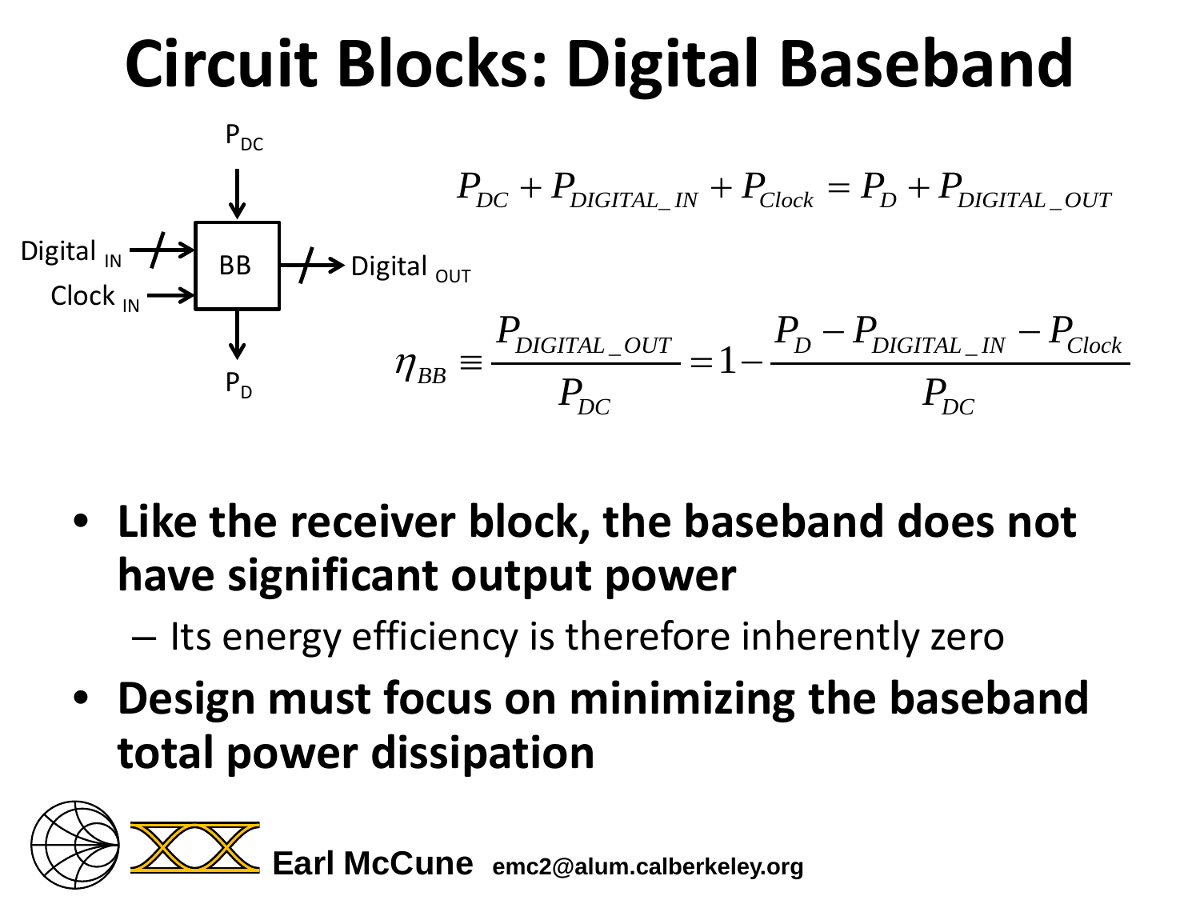# Circuit Blocks: Digital Baseband

$P_{DC}$

Digital $_{IN}$ → BB → Digital $_{OUT}$

Clock $_{IN}$

$P_D$

$$P_{DC} + P_{DIGITAL\_IN} + P_{Clock} = P_D + P_{DIGITAL\_OUT}$$

$$\eta_{BB} \equiv \frac{P_{DIGITAL\_OUT}}{P_{DC}} = 1 - \frac{P_D - P_{DIGITAL\_IN} - P_{Clock}}{P_{DC}}$$

- **Like the receiver block, the baseband does not have significant output power**
  - Its energy efficiency is therefore inherently zero
- **Design must focus on minimizing the baseband total power dissipation**

**Earl McCune** emc2@alum.calberkeley.org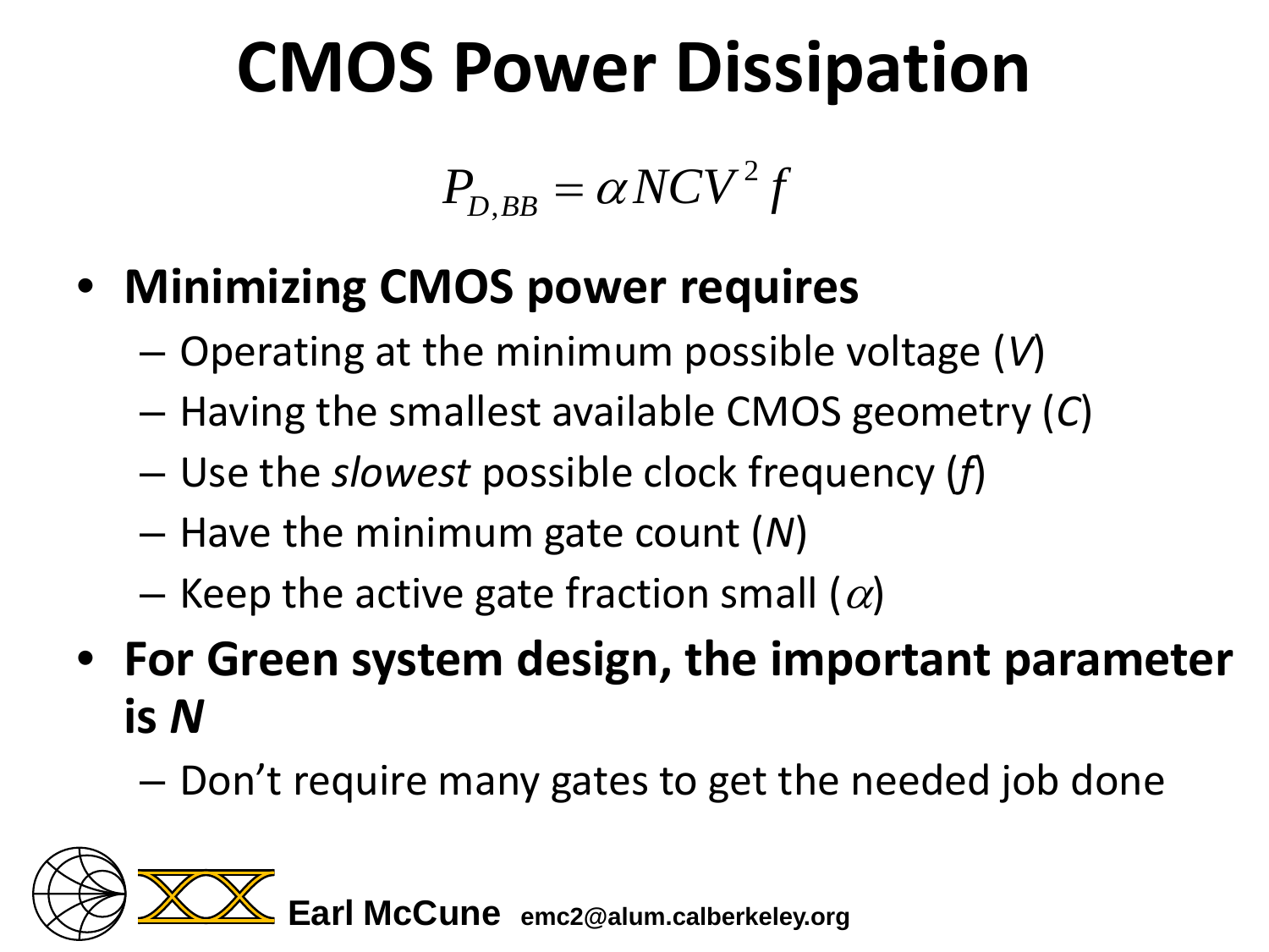# CMOS Power Dissipation

$$P_{D,BB} = \alpha NCV^2 f$$

- **Minimizing CMOS power requires**
  - Operating at the minimum possible voltage ($V$)
  - Having the smallest available CMOS geometry ($C$)
  - Use the *slowest* possible clock frequency ($f$)
  - Have the minimum gate count ($N$)
  - Keep the active gate fraction small ($\alpha$)
- **For Green system design, the important parameter is *N***
  - Don't require many gates to get the needed job done

**Earl McCune** emc2@alum.calberkeley.org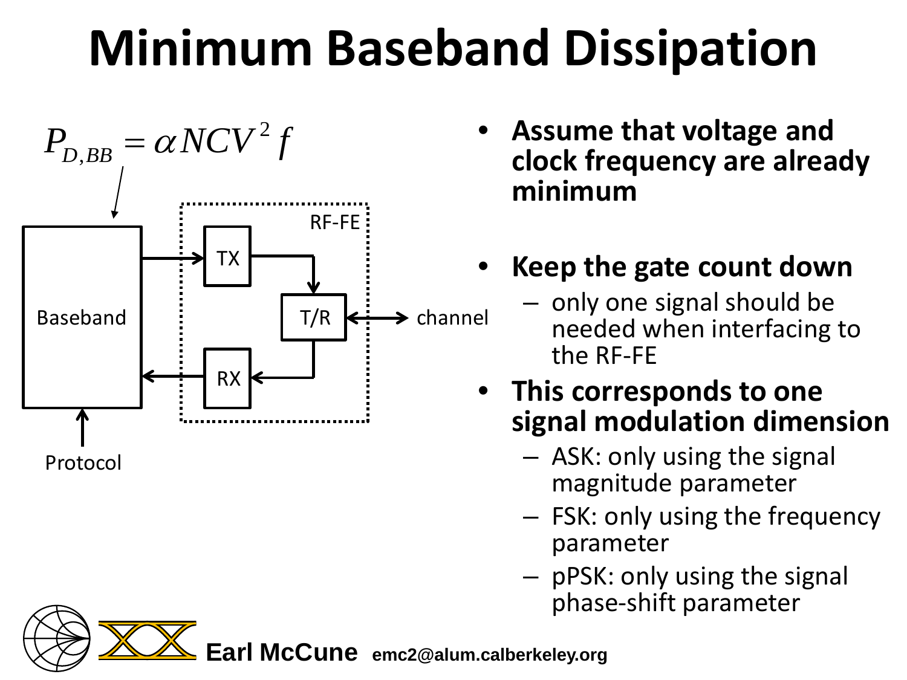# Minimum Baseband Dissipation

$$P_{D,BB} = \alpha NCV^2 f$$

Baseband → TX → T/R ↔ channel; T/R → RX → Baseband (RF-FE: TX, T/R, RX); Protocol → Baseband

- **Assume that voltage and clock frequency are already minimum**
- **Keep the gate count down**
  - only one signal should be needed when interfacing to the RF-FE
- **This corresponds to one signal modulation dimension**
  - ASK: only using the signal magnitude parameter
  - FSK: only using the frequency parameter
  - pPSK: only using the signal phase-shift parameter

**Earl McCune** emc2@alum.calberkeley.org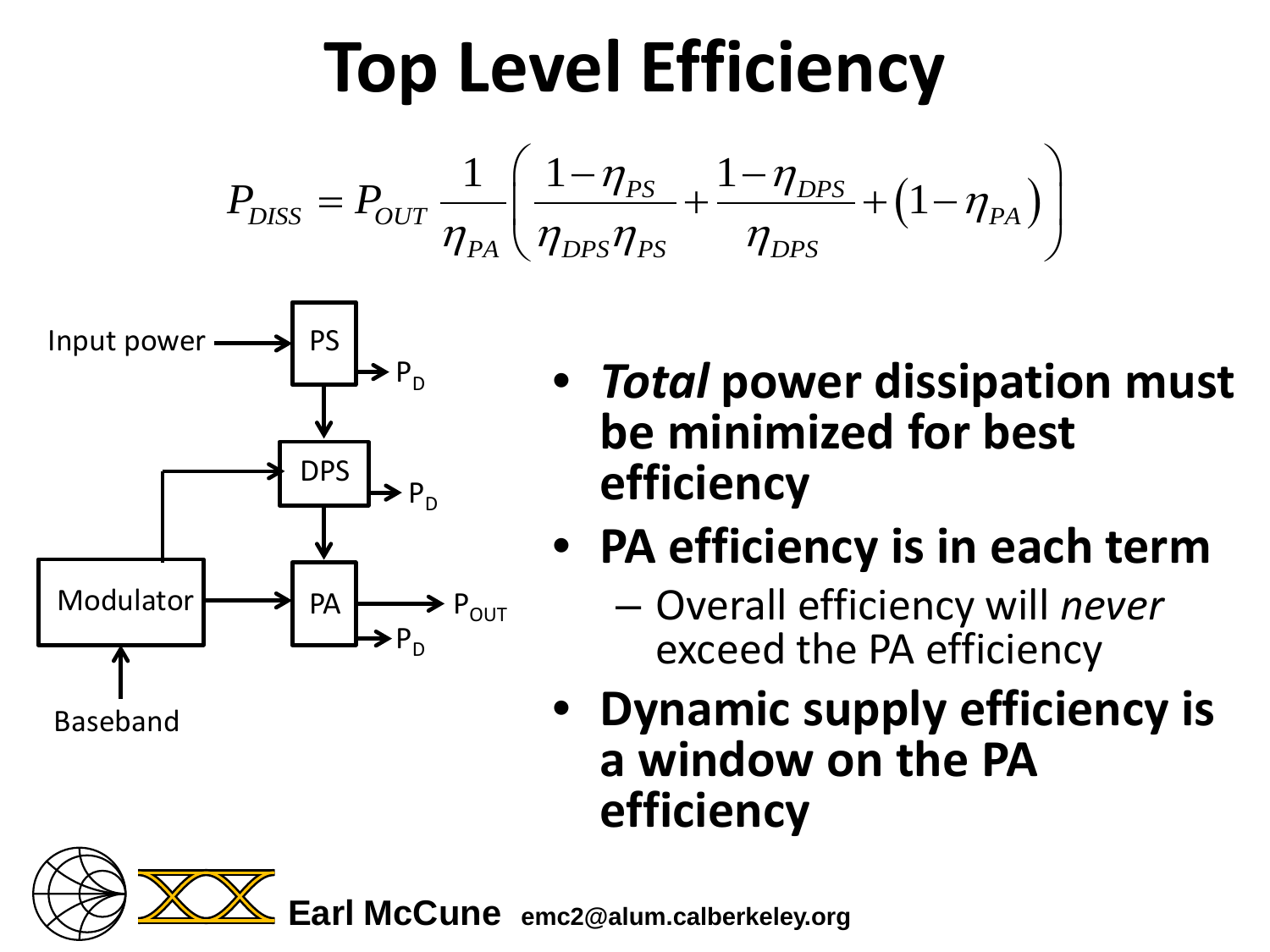# Top Level Efficiency

$$P_{DISS} = P_{OUT} \frac{1}{\eta_{PA}} \left( \frac{1-\eta_{PS}}{\eta_{DPS}\eta_{PS}} + \frac{1-\eta_{DPS}}{\eta_{DPS}} + \left(1-\eta_{PA}\right) \right)$$

Input power → PS → $P_D$

PS → DPS → $P_D$

Modulator → DPS

Baseband → Modulator → PA → $P_{OUT}$, $P_D$

- ***Total* power dissipation must be minimized for best efficiency**
- **PA efficiency is in each term**
  - Overall efficiency will *never* exceed the PA efficiency
- **Dynamic supply efficiency is a window on the PA efficiency**

**Earl McCune** emc2@alum.calberkeley.org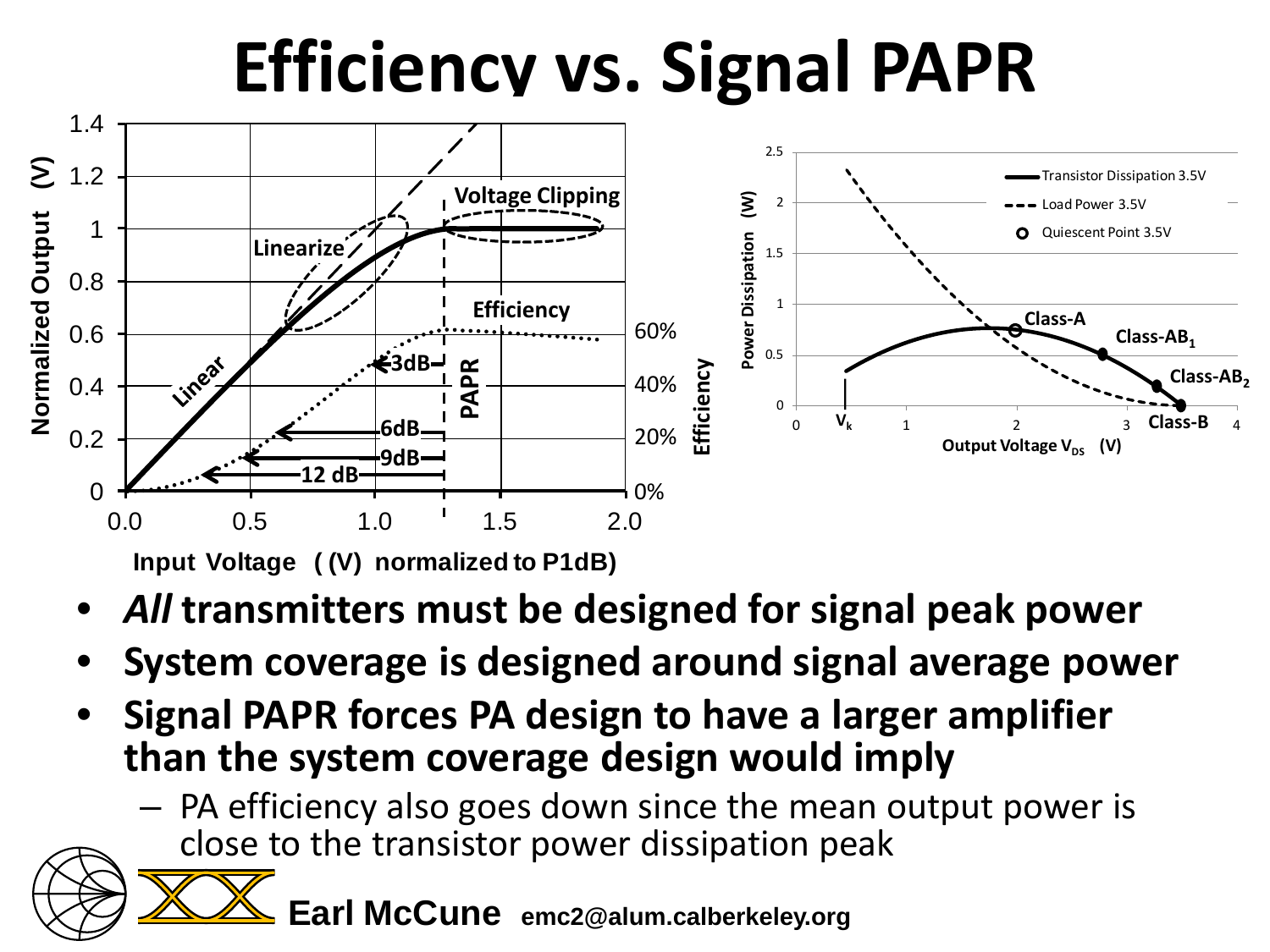# Efficiency vs. Signal PAPR

- ***All*** **transmitters must be designed for signal peak power**
- **System coverage is designed around signal average power**
- **Signal PAPR forces PA design to have a larger amplifier than the system coverage design would imply**
  - PA efficiency also goes down since the mean output power is close to the transistor power dissipation peak

**Earl McCune** emc2@alum.calberkeley.org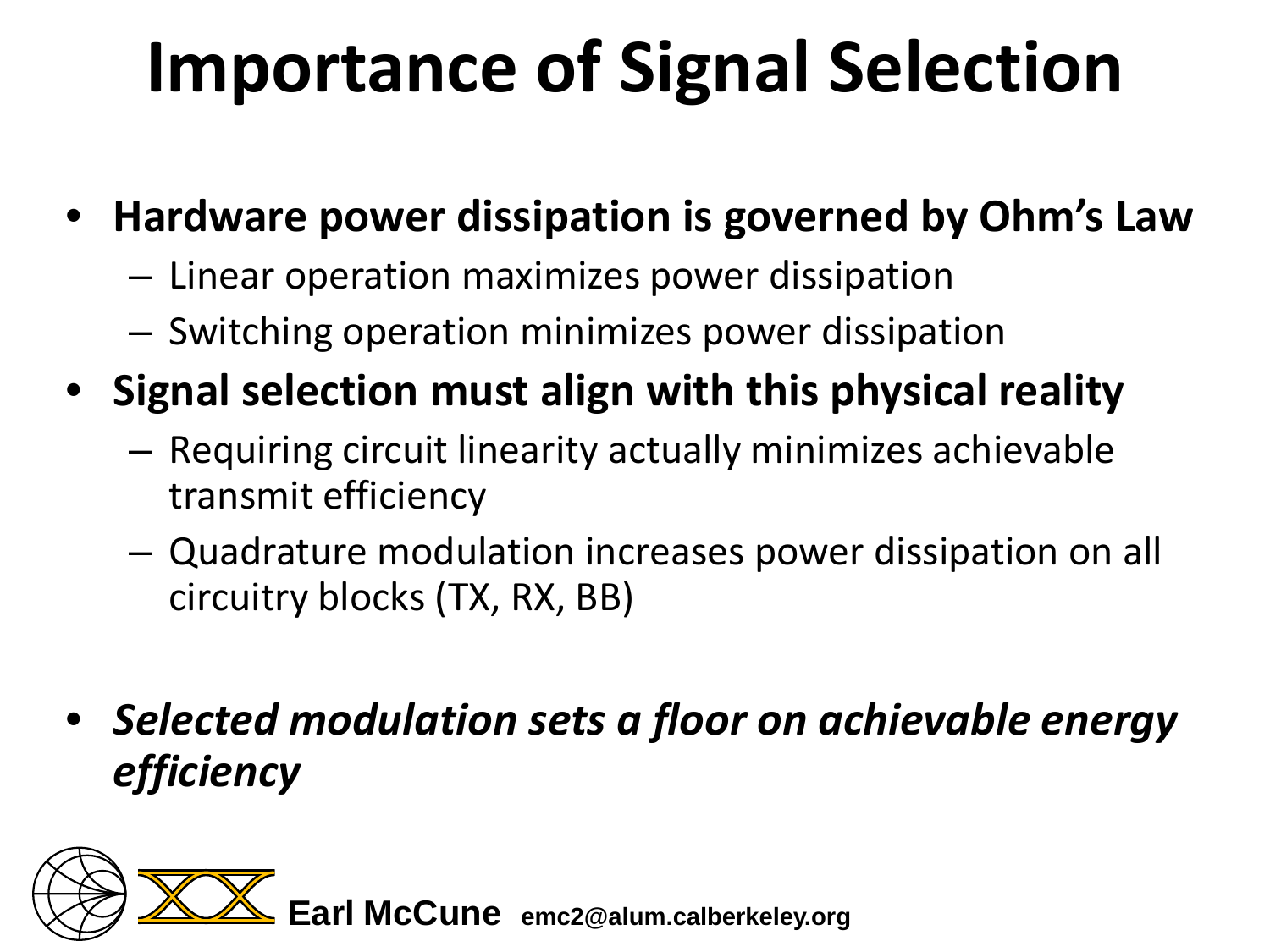# Importance of Signal Selection

- **Hardware power dissipation is governed by Ohm's Law**
  - Linear operation maximizes power dissipation
  - Switching operation minimizes power dissipation
- **Signal selection must align with this physical reality**
  - Requiring circuit linearity actually minimizes achievable transmit efficiency
  - Quadrature modulation increases power dissipation on all circuitry blocks (TX, RX, BB)

- ***Selected modulation sets a floor on achievable energy efficiency***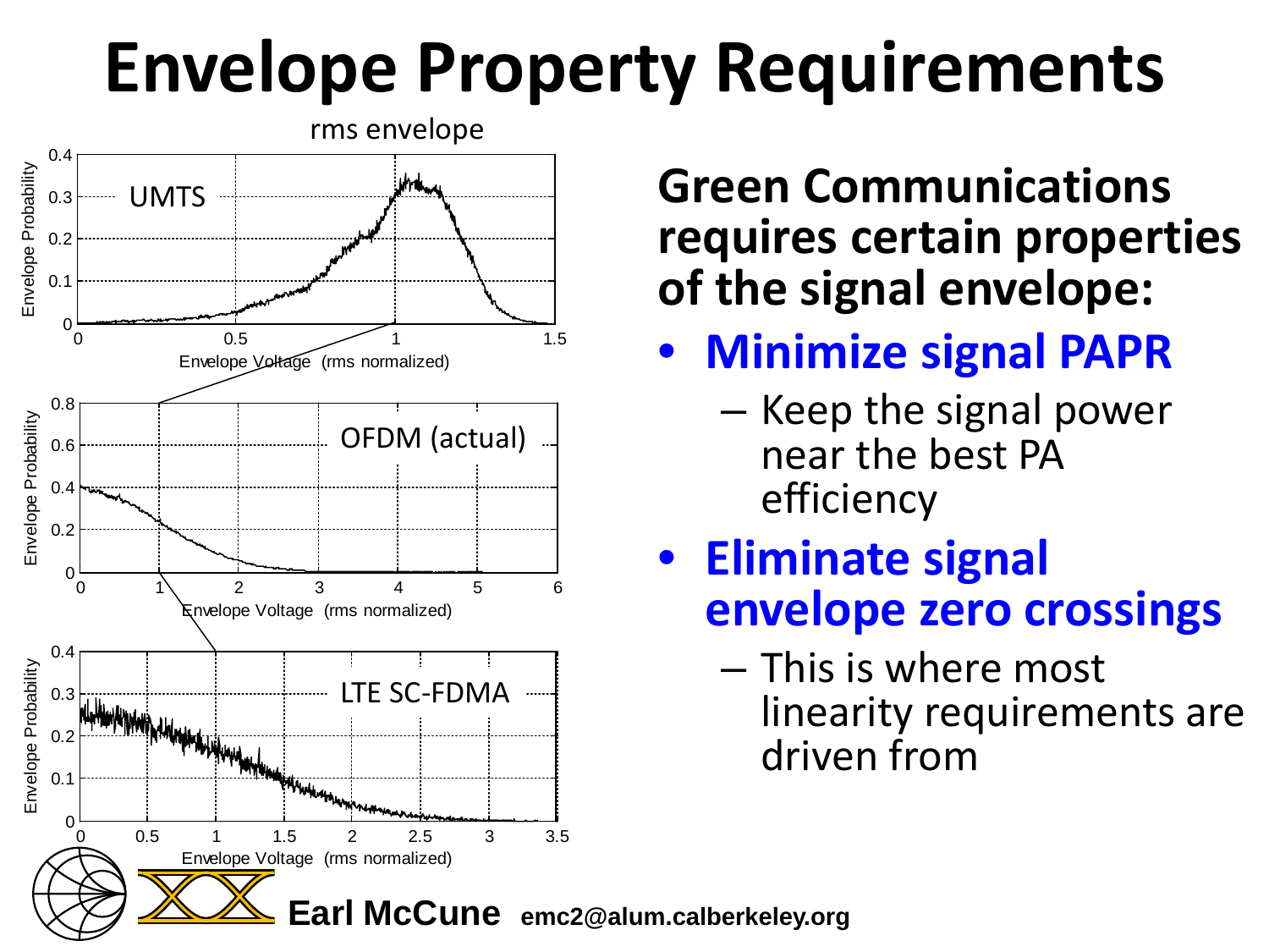# Envelope Property Requirements

**Green Communications requires certain properties of the signal envelope:**

- **Minimize signal PAPR**
  - Keep the signal power near the best PA efficiency
- **Eliminate signal envelope zero crossings**
  - This is where most linearity requirements are driven from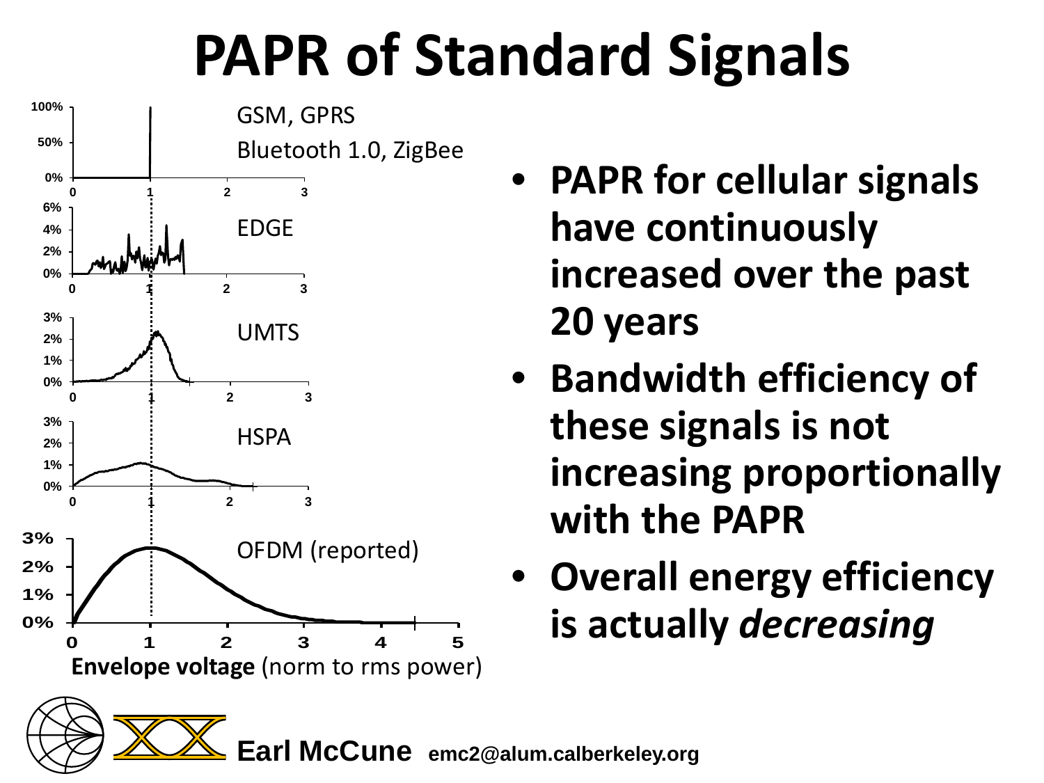# PAPR of Standard Signals

GSM, GPRS

Bluetooth 1.0, ZigBee

EDGE

UMTS

HSPA

OFDM (reported)

**Envelope voltage** (norm to rms power)

- **PAPR for cellular signals have continuously increased over the past 20 years**
- **Bandwidth efficiency of these signals is not increasing proportionally with the PAPR**
- **Overall energy efficiency is actually *decreasing***

**Earl McCune** **emc2@alum.calberkeley.org**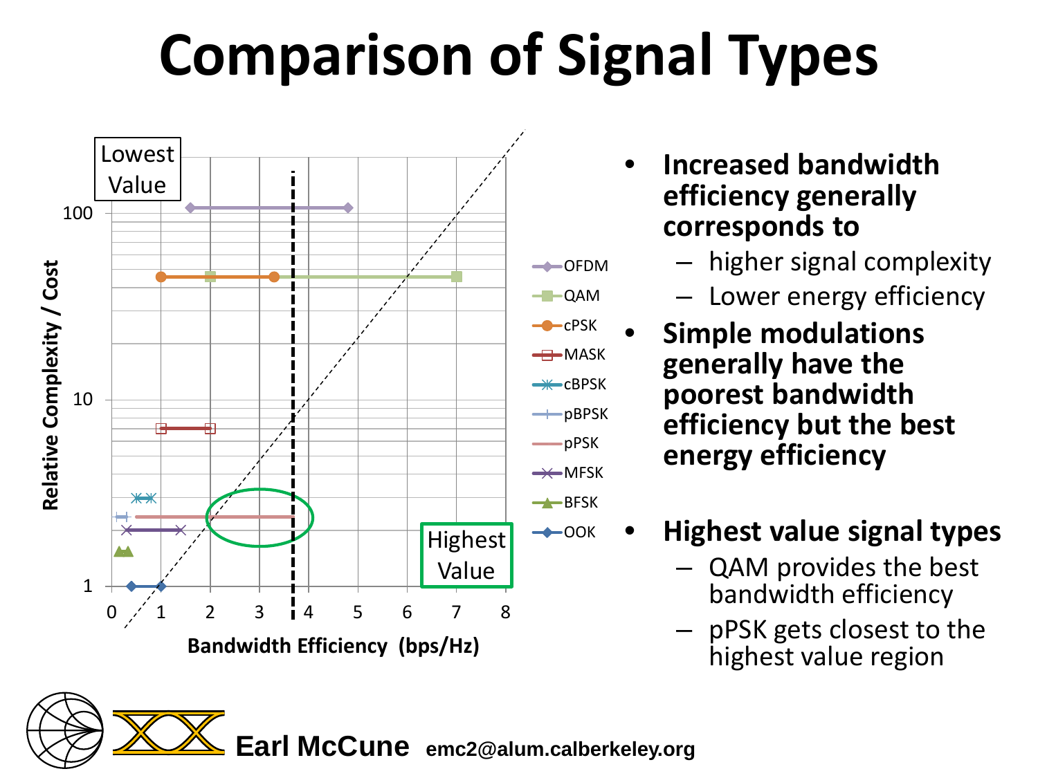# Comparison of Signal Types

- **Increased bandwidth efficiency generally corresponds to**
  - higher signal complexity
  - Lower energy efficiency
- **Simple modulations generally have the poorest bandwidth efficiency but the best energy efficiency**
- **Highest value signal types**
  - QAM provides the best bandwidth efficiency
  - pPSK gets closest to the highest value region

Earl McCune emc2@alum.calberkeley.org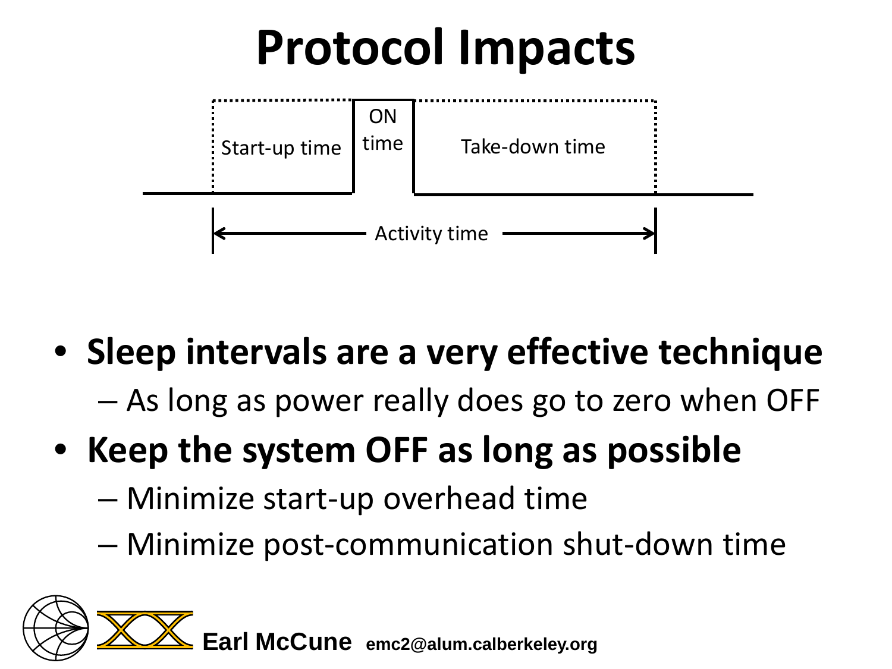# Protocol Impacts

Start-up time | ON time | Take-down time

Activity time

- **Sleep intervals are a very effective technique**
  - As long as power really does go to zero when OFF
- **Keep the system OFF as long as possible**
  - Minimize start-up overhead time
  - Minimize post-communication shut-down time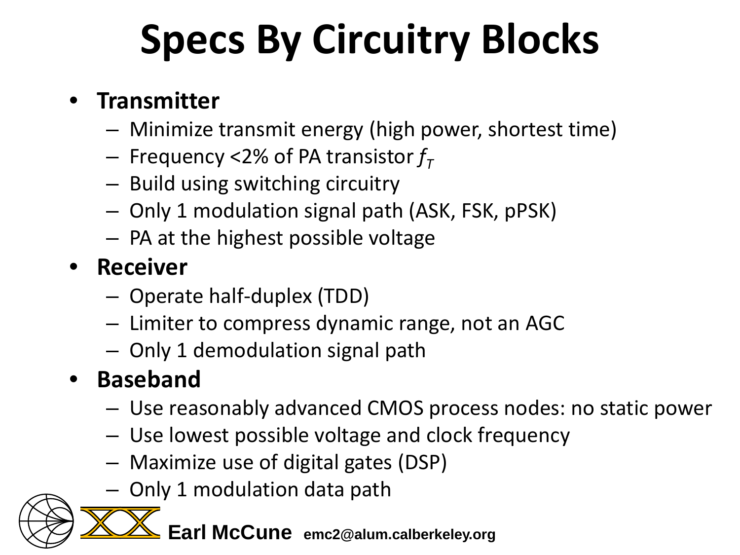# Specs By Circuitry Blocks

- **Transmitter**
  - Minimize transmit energy (high power, shortest time)
  - Frequency <2% of PA transistor $f_T$
  - Build using switching circuitry
  - Only 1 modulation signal path (ASK, FSK, pPSK)
  - PA at the highest possible voltage
- **Receiver**
  - Operate half-duplex (TDD)
  - Limiter to compress dynamic range, not an AGC
  - Only 1 demodulation signal path
- **Baseband**
  - Use reasonably advanced CMOS process nodes: no static power
  - Use lowest possible voltage and clock frequency
  - Maximize use of digital gates (DSP)
  - Only 1 modulation data path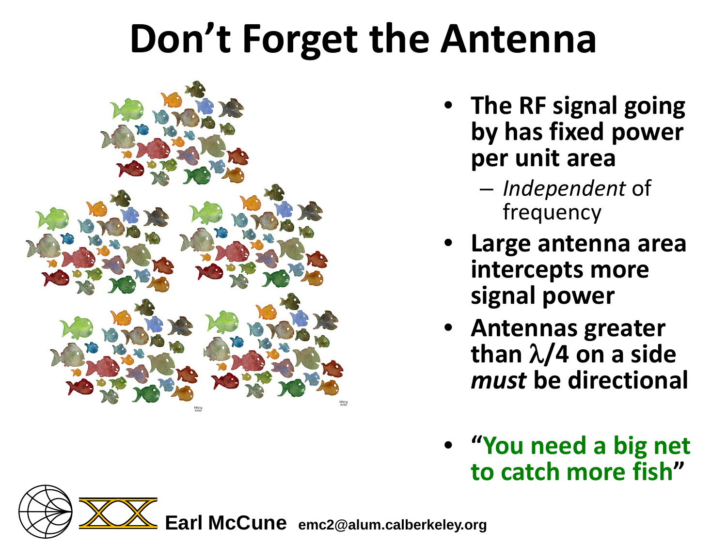# Don't Forget the Antenna

- **The RF signal going by has fixed power per unit area**
  - *Independent* of frequency
- **Large antenna area intercepts more signal power**
- **Antennas greater than $\lambda/4$ on a side *must* be directional**

- **"You need a big net to catch more fish"**

**Earl McCune** emc2@alum.calberkeley.org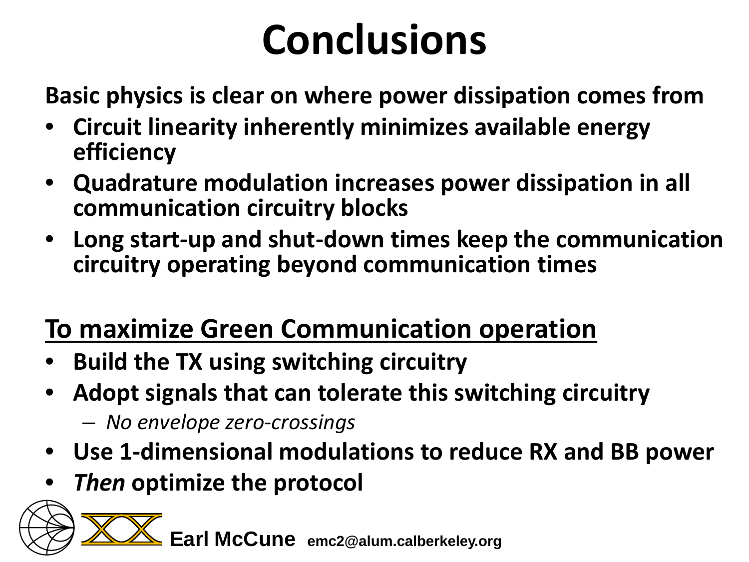# Conclusions

**Basic physics is clear on where power dissipation comes from**

- **Circuit linearity inherently minimizes available energy efficiency**
- **Quadrature modulation increases power dissipation in all communication circuitry blocks**
- **Long start-up and shut-down times keep the communication circuitry operating beyond communication times**

## To maximize Green Communication operation

- **Build the TX using switching circuitry**
- **Adopt signals that can tolerate this switching circuitry**
  - *No envelope zero-crossings*
- **Use 1-dimensional modulations to reduce RX and BB power**
- ***Then* optimize the protocol**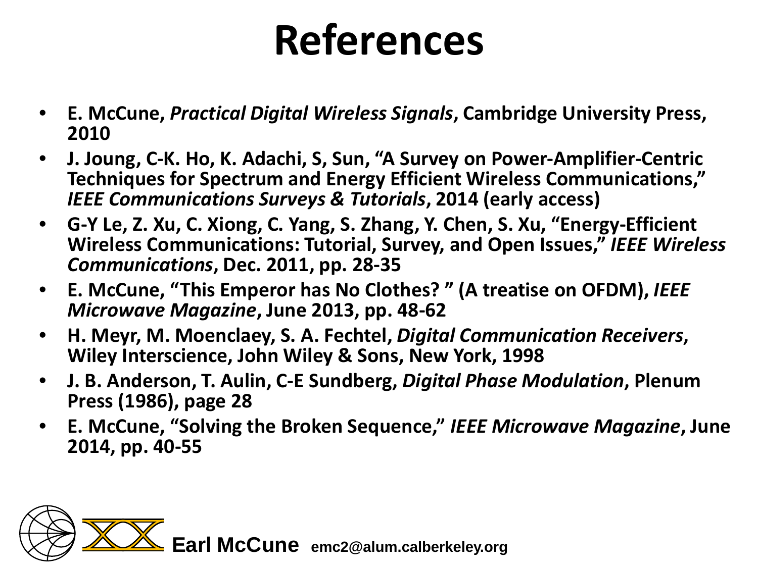# References

- **E. McCune, *Practical Digital Wireless Signals*, Cambridge University Press, 2010**
- **J. Joung, C-K. Ho, K. Adachi, S, Sun, "A Survey on Power-Amplifier-Centric Techniques for Spectrum and Energy Efficient Wireless Communications," *IEEE Communications Surveys & Tutorials*, 2014 (early access)**
- **G-Y Le, Z. Xu, C. Xiong, C. Yang, S. Zhang, Y. Chen, S. Xu, "Energy-Efficient Wireless Communications: Tutorial, Survey, and Open Issues," *IEEE Wireless Communications*, Dec. 2011, pp. 28-35**
- **E. McCune, "This Emperor has No Clothes? " (A treatise on OFDM), *IEEE Microwave Magazine*, June 2013, pp. 48-62**
- **H. Meyr, M. Moenclaey, S. A. Fechtel, *Digital Communication Receivers*, Wiley Interscience, John Wiley & Sons, New York, 1998**
- **J. B. Anderson, T. Aulin, C-E Sundberg, *Digital Phase Modulation*, Plenum Press (1986), page 28**
- **E. McCune, "Solving the Broken Sequence," *IEEE Microwave Magazine*, June 2014, pp. 40-55**

**Earl McCune** emc2@alum.calberkeley.org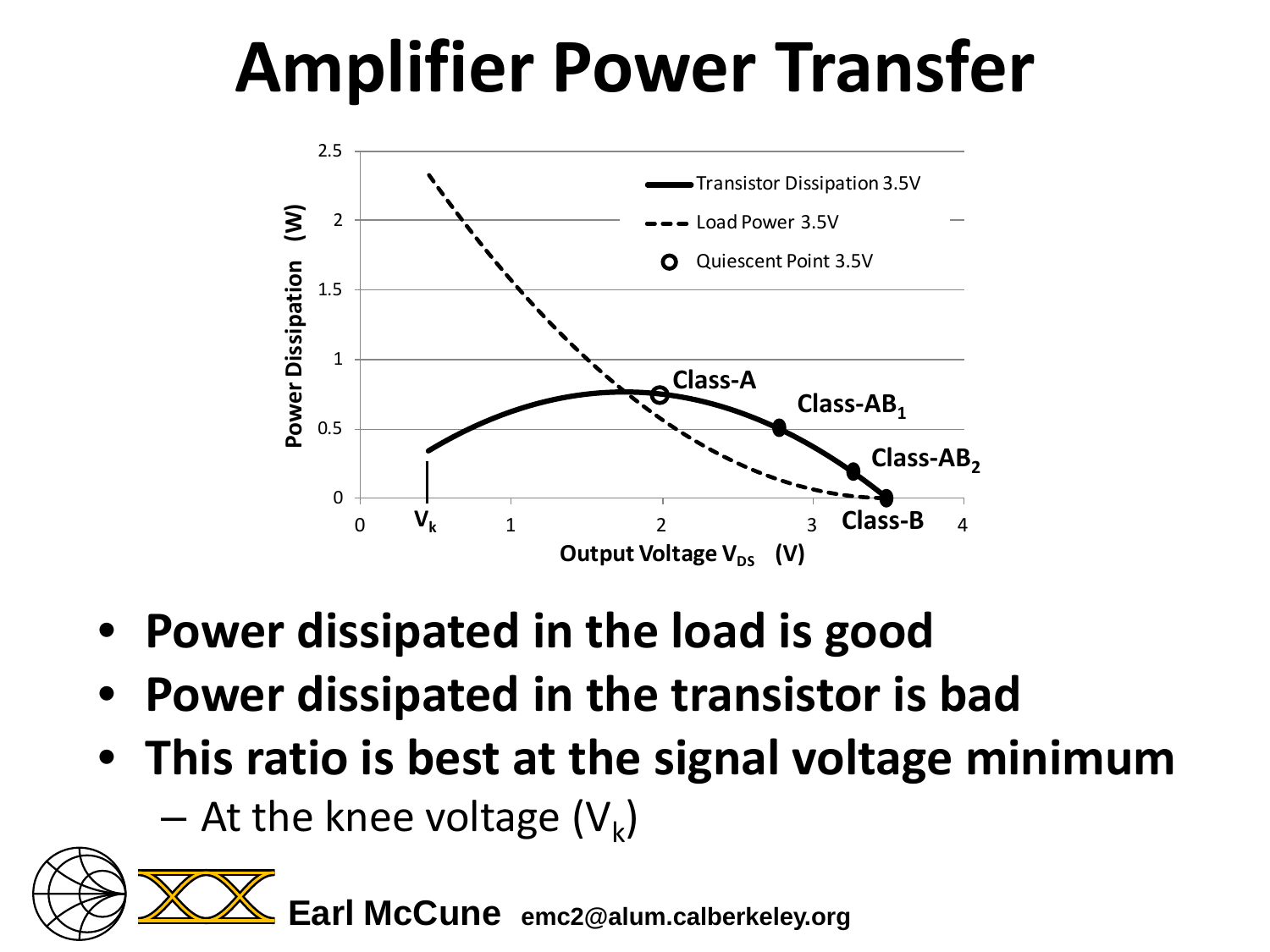# Amplifier Power Transfer

- **Power dissipated in the load is good**
- **Power dissipated in the transistor is bad**
- **This ratio is best at the signal voltage minimum**
  - At the knee voltage ($V_k$)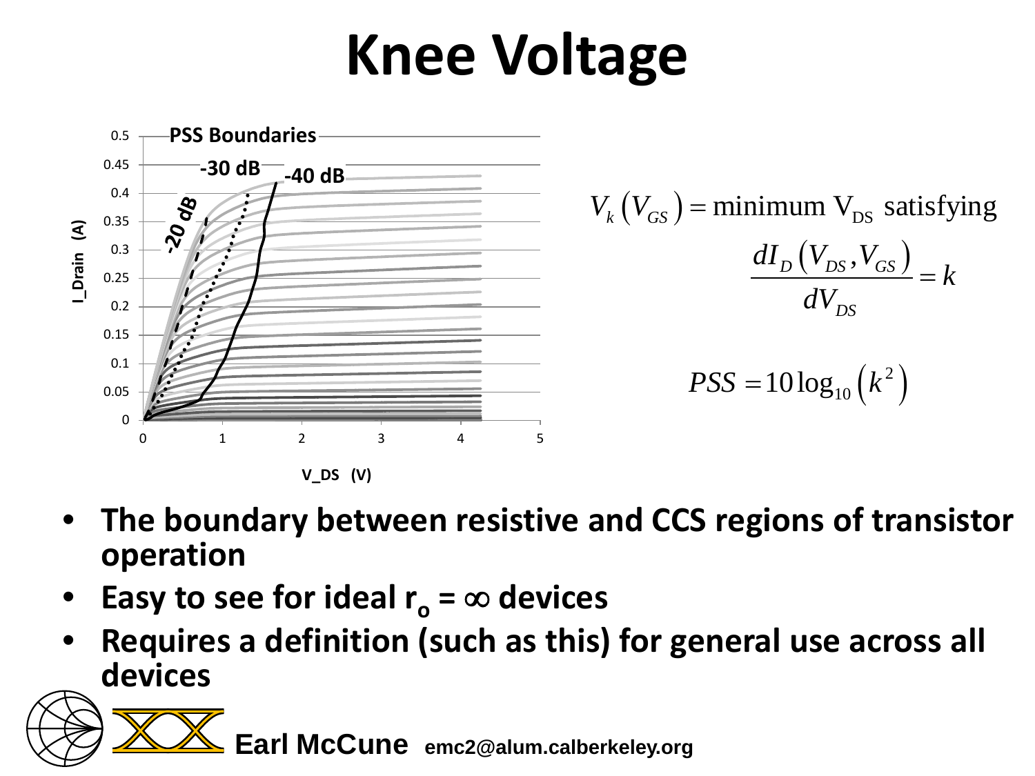# Knee Voltage

$$V_k\left(V_{GS}\right) = \text{minimum } \mathrm{V_{DS}} \text{ satisfying}$$

$$\frac{dI_D\left(V_{DS}, V_{GS}\right)}{dV_{DS}} = k$$

$$PSS = 10\log_{10}\left(k^2\right)$$

- **The boundary between resistive and CCS regions of transistor operation**
- **Easy to see for ideal $r_o = \infty$ devices**
- **Requires a definition (such as this) for general use across all devices**

**Earl McCune** emc2@alum.calberkeley.org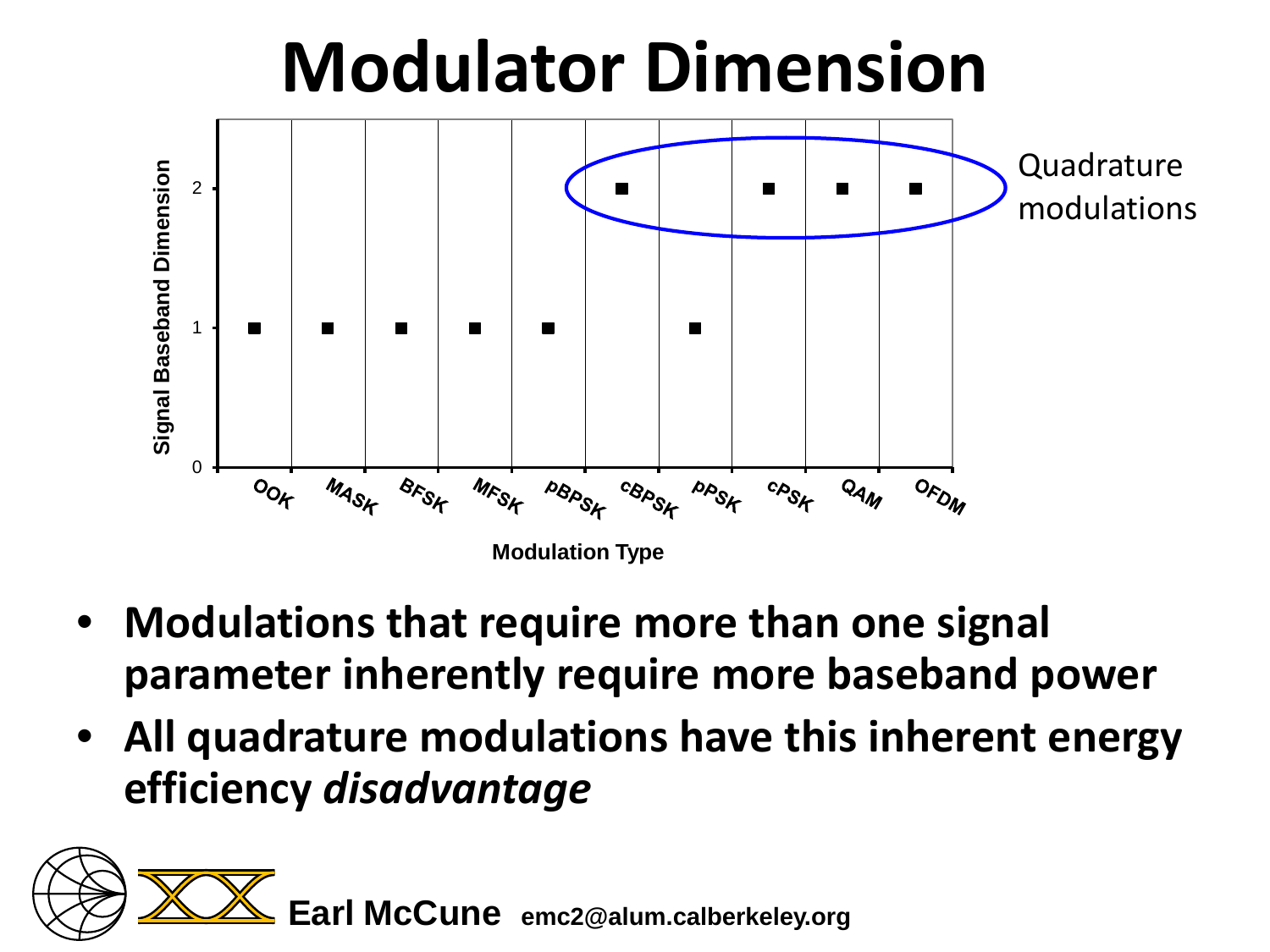# Modulator Dimension

Signal Baseband Dimension

2

1

0

OOK
MASK
BFSK
MFSK
pBPSK
cBPSK
pPSK
cPSK
QAM
OFDM

Modulation Type

Quadrature modulations

- **Modulations that require more than one signal parameter inherently require more baseband power**
- **All quadrature modulations have this inherent energy efficiency *disadvantage***

**Earl McCune** **emc2@alum.calberkeley.org**